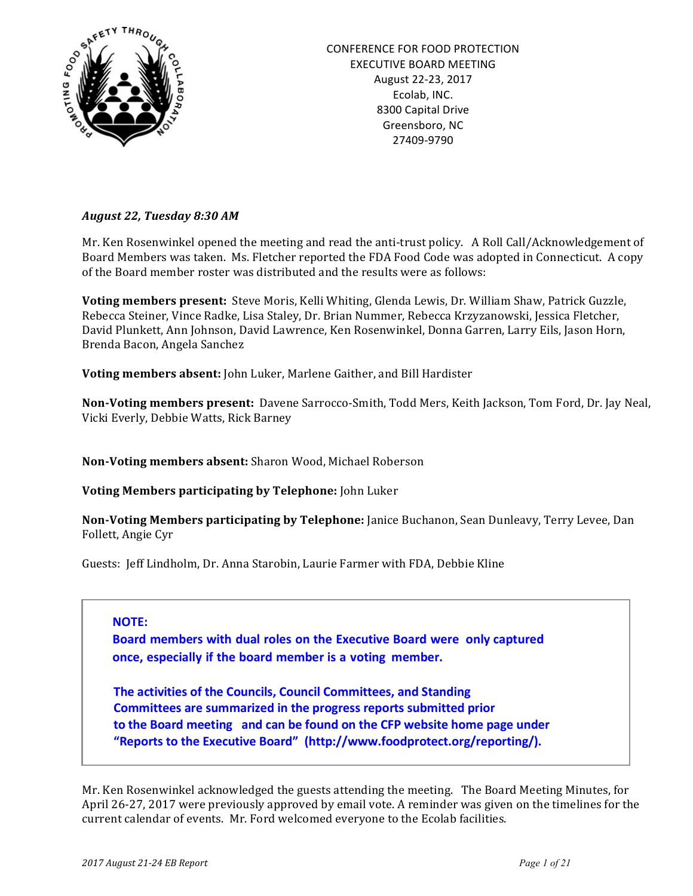CONFERENCE FOR FOOD PROTECTION
EXECUTIVE BOARD MEETING
August 22-23, 2017
Ecolab, INC.
8300 Capital Drive
Greensboro, NC
27409-9790

***August 22, Tuesday 8:30 AM***

Mr. Ken Rosenwinkel opened the meeting and read the anti-trust policy. A Roll Call/Acknowledgement of Board Members was taken. Ms. Fletcher reported the FDA Food Code was adopted in Connecticut. A copy of the Board member roster was distributed and the results were as follows:

**Voting members present:** Steve Moris, Kelli Whiting, Glenda Lewis, Dr. William Shaw, Patrick Guzzle, Rebecca Steiner, Vince Radke, Lisa Staley, Dr. Brian Nummer, Rebecca Krzyzanowski, Jessica Fletcher, David Plunkett, Ann Johnson, David Lawrence, Ken Rosenwinkel, Donna Garren, Larry Eils, Jason Horn, Brenda Bacon, Angela Sanchez

**Voting members absent:** John Luker, Marlene Gaither, and Bill Hardister

**Non-Voting members present:** Davene Sarrocco-Smith, Todd Mers, Keith Jackson, Tom Ford, Dr. Jay Neal, Vicki Everly, Debbie Watts, Rick Barney

**Non-Voting members absent:** Sharon Wood, Michael Roberson

**Voting Members participating by Telephone:** John Luker

**Non-Voting Members participating by Telephone:** Janice Buchanon, Sean Dunleavy, Terry Levee, Dan Follett, Angie Cyr

Guests: Jeff Lindholm, Dr. Anna Starobin, Laurie Farmer with FDA, Debbie Kline

> **NOTE:**
> **Board members with dual roles on the Executive Board were only captured once, especially if the board member is a voting member.**
>
> **The activities of the Councils, Council Committees, and Standing Committees are summarized in the progress reports submitted prior to the Board meeting and can be found on the CFP website home page under "Reports to the Executive Board" (http://www.foodprotect.org/reporting/).**

Mr. Ken Rosenwinkel acknowledged the guests attending the meeting. The Board Meeting Minutes, for April 26-27, 2017 were previously approved by email vote. A reminder was given on the timelines for the current calendar of events. Mr. Ford welcomed everyone to the Ecolab facilities.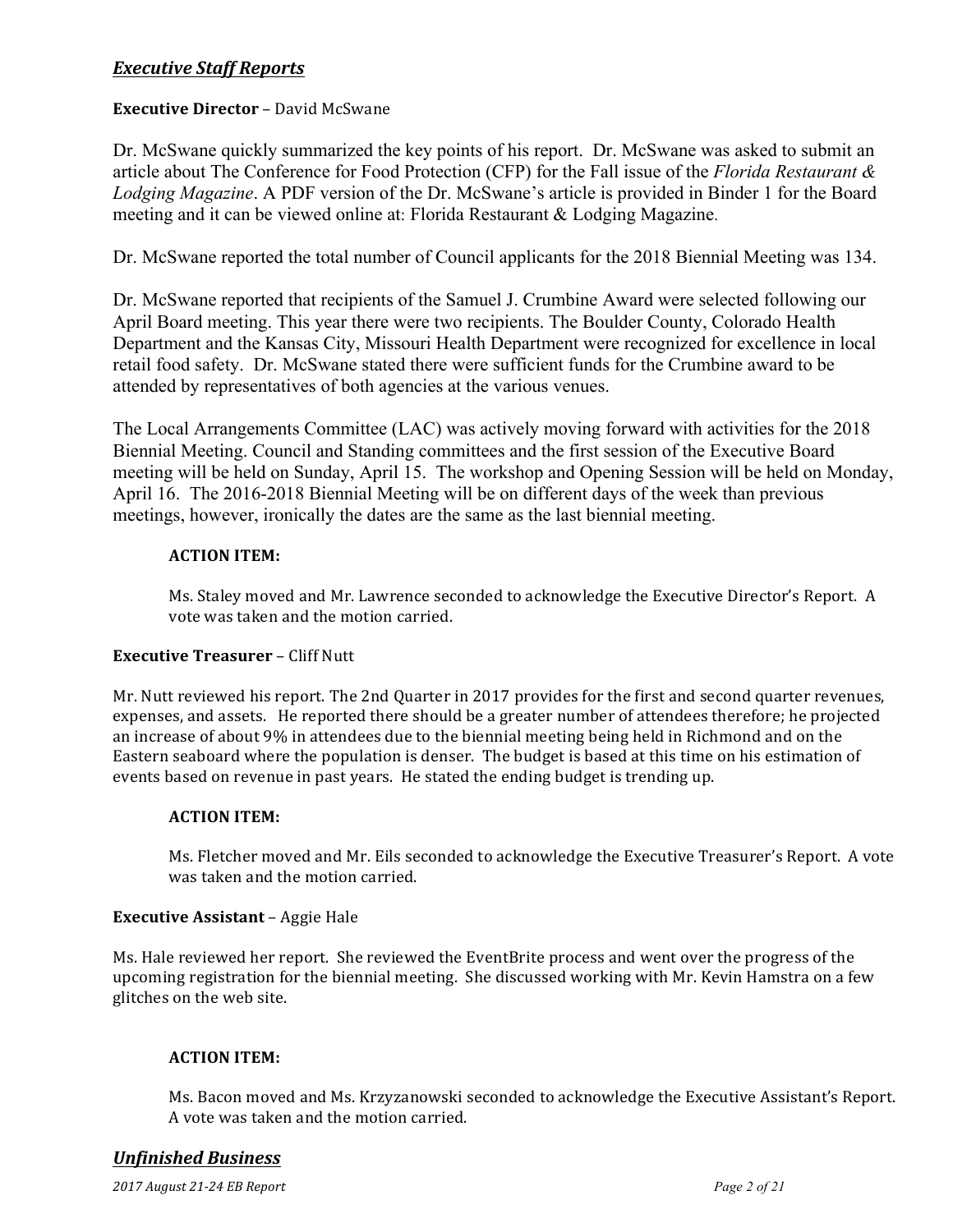## *Executive Staff Reports*

**Executive Director** – David McSwane

Dr. McSwane quickly summarized the key points of his report. Dr. McSwane was asked to submit an article about The Conference for Food Protection (CFP) for the Fall issue of the *Florida Restaurant & Lodging Magazine*. A PDF version of the Dr. McSwane's article is provided in Binder 1 for the Board meeting and it can be viewed online at: Florida Restaurant & Lodging Magazine.

Dr. McSwane reported the total number of Council applicants for the 2018 Biennial Meeting was 134.

Dr. McSwane reported that recipients of the Samuel J. Crumbine Award were selected following our April Board meeting. This year there were two recipients. The Boulder County, Colorado Health Department and the Kansas City, Missouri Health Department were recognized for excellence in local retail food safety. Dr. McSwane stated there were sufficient funds for the Crumbine award to be attended by representatives of both agencies at the various venues.

The Local Arrangements Committee (LAC) was actively moving forward with activities for the 2018 Biennial Meeting. Council and Standing committees and the first session of the Executive Board meeting will be held on Sunday, April 15. The workshop and Opening Session will be held on Monday, April 16. The 2016-2018 Biennial Meeting will be on different days of the week than previous meetings, however, ironically the dates are the same as the last biennial meeting.

**ACTION ITEM:**

Ms. Staley moved and Mr. Lawrence seconded to acknowledge the Executive Director's Report. A vote was taken and the motion carried.

**Executive Treasurer** – Cliff Nutt

Mr. Nutt reviewed his report. The 2nd Quarter in 2017 provides for the first and second quarter revenues, expenses, and assets. He reported there should be a greater number of attendees therefore; he projected an increase of about 9% in attendees due to the biennial meeting being held in Richmond and on the Eastern seaboard where the population is denser. The budget is based at this time on his estimation of events based on revenue in past years. He stated the ending budget is trending up.

**ACTION ITEM:**

Ms. Fletcher moved and Mr. Eils seconded to acknowledge the Executive Treasurer's Report. A vote was taken and the motion carried.

**Executive Assistant** – Aggie Hale

Ms. Hale reviewed her report. She reviewed the EventBrite process and went over the progress of the upcoming registration for the biennial meeting. She discussed working with Mr. Kevin Hamstra on a few glitches on the web site.

**ACTION ITEM:**

Ms. Bacon moved and Ms. Krzyzanowski seconded to acknowledge the Executive Assistant's Report. A vote was taken and the motion carried.

## *Unfinished Business*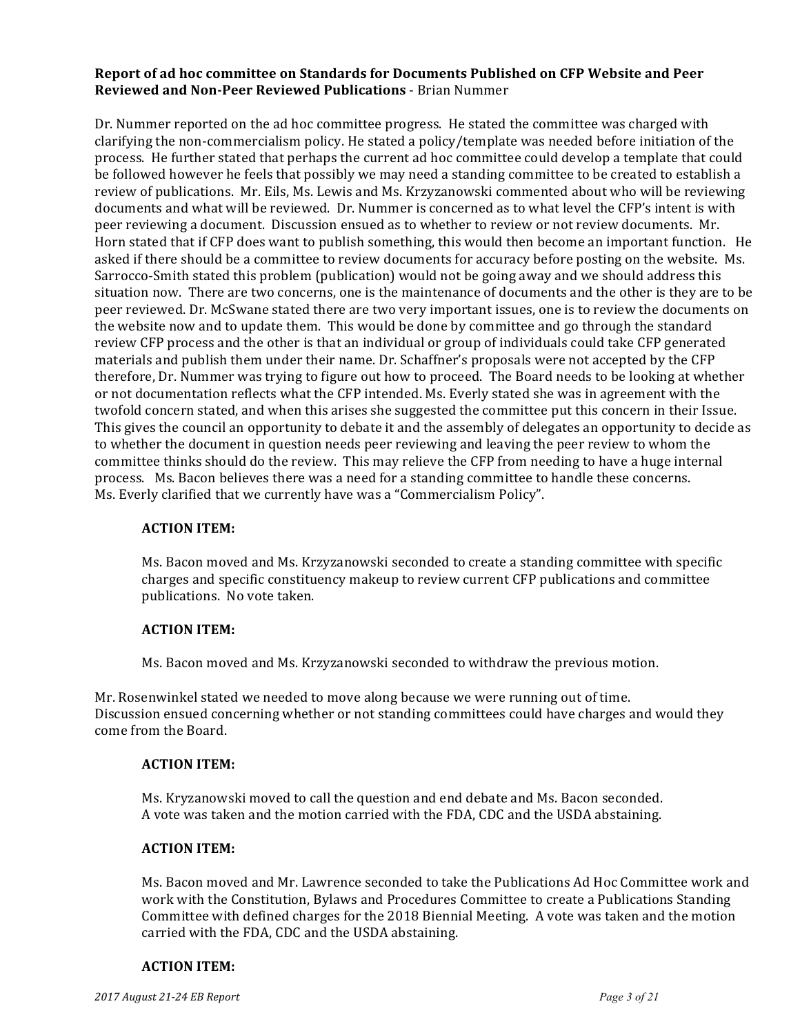**Report of ad hoc committee on Standards for Documents Published on CFP Website and Peer Reviewed and Non-Peer Reviewed Publications** - Brian Nummer

Dr. Nummer reported on the ad hoc committee progress. He stated the committee was charged with clarifying the non-commercialism policy. He stated a policy/template was needed before initiation of the process. He further stated that perhaps the current ad hoc committee could develop a template that could be followed however he feels that possibly we may need a standing committee to be created to establish a review of publications. Mr. Eils, Ms. Lewis and Ms. Krzyzanowski commented about who will be reviewing documents and what will be reviewed. Dr. Nummer is concerned as to what level the CFP's intent is with peer reviewing a document. Discussion ensued as to whether to review or not review documents. Mr. Horn stated that if CFP does want to publish something, this would then become an important function. He asked if there should be a committee to review documents for accuracy before posting on the website. Ms. Sarrocco-Smith stated this problem (publication) would not be going away and we should address this situation now. There are two concerns, one is the maintenance of documents and the other is they are to be peer reviewed. Dr. McSwane stated there are two very important issues, one is to review the documents on the website now and to update them. This would be done by committee and go through the standard review CFP process and the other is that an individual or group of individuals could take CFP generated materials and publish them under their name. Dr. Schaffner's proposals were not accepted by the CFP therefore, Dr. Nummer was trying to figure out how to proceed. The Board needs to be looking at whether or not documentation reflects what the CFP intended. Ms. Everly stated she was in agreement with the twofold concern stated, and when this arises she suggested the committee put this concern in their Issue. This gives the council an opportunity to debate it and the assembly of delegates an opportunity to decide as to whether the document in question needs peer reviewing and leaving the peer review to whom the committee thinks should do the review. This may relieve the CFP from needing to have a huge internal process. Ms. Bacon believes there was a need for a standing committee to handle these concerns. Ms. Everly clarified that we currently have was a "Commercialism Policy".

**ACTION ITEM:**

Ms. Bacon moved and Ms. Krzyzanowski seconded to create a standing committee with specific charges and specific constituency makeup to review current CFP publications and committee publications. No vote taken.

**ACTION ITEM:**

Ms. Bacon moved and Ms. Krzyzanowski seconded to withdraw the previous motion.

Mr. Rosenwinkel stated we needed to move along because we were running out of time.
Discussion ensued concerning whether or not standing committees could have charges and would they come from the Board.

**ACTION ITEM:**

Ms. Kryzanowski moved to call the question and end debate and Ms. Bacon seconded.
A vote was taken and the motion carried with the FDA, CDC and the USDA abstaining.

**ACTION ITEM:**

Ms. Bacon moved and Mr. Lawrence seconded to take the Publications Ad Hoc Committee work and work with the Constitution, Bylaws and Procedures Committee to create a Publications Standing Committee with defined charges for the 2018 Biennial Meeting. A vote was taken and the motion carried with the FDA, CDC and the USDA abstaining.

**ACTION ITEM:**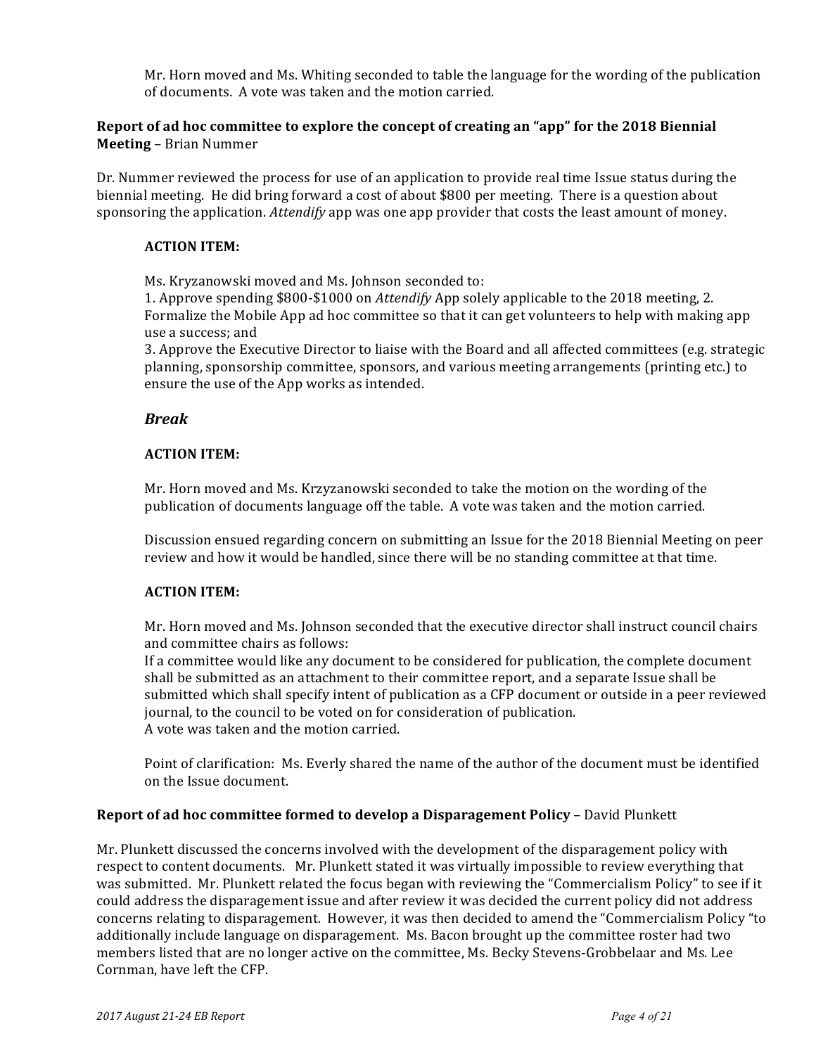Mr. Horn moved and Ms. Whiting seconded to table the language for the wording of the publication of documents. A vote was taken and the motion carried.

**Report of ad hoc committee to explore the concept of creating an "app" for the 2018 Biennial Meeting** – Brian Nummer

Dr. Nummer reviewed the process for use of an application to provide real time Issue status during the biennial meeting. He did bring forward a cost of about $800 per meeting. There is a question about sponsoring the application. *Attendify* app was one app provider that costs the least amount of money.

**ACTION ITEM:**

Ms. Kryzanowski moved and Ms. Johnson seconded to:
1. Approve spending $800-$1000 on *Attendify* App solely applicable to the 2018 meeting, 2. Formalize the Mobile App ad hoc committee so that it can get volunteers to help with making app use a success; and
3. Approve the Executive Director to liaise with the Board and all affected committees (e.g. strategic planning, sponsorship committee, sponsors, and various meeting arrangements (printing etc.) to ensure the use of the App works as intended.

### *Break*

**ACTION ITEM:**

Mr. Horn moved and Ms. Krzyzanowski seconded to take the motion on the wording of the publication of documents language off the table. A vote was taken and the motion carried.

Discussion ensued regarding concern on submitting an Issue for the 2018 Biennial Meeting on peer review and how it would be handled, since there will be no standing committee at that time.

**ACTION ITEM:**

Mr. Horn moved and Ms. Johnson seconded that the executive director shall instruct council chairs and committee chairs as follows:
If a committee would like any document to be considered for publication, the complete document shall be submitted as an attachment to their committee report, and a separate Issue shall be submitted which shall specify intent of publication as a CFP document or outside in a peer reviewed journal, to the council to be voted on for consideration of publication.
A vote was taken and the motion carried.

Point of clarification: Ms. Everly shared the name of the author of the document must be identified on the Issue document.

**Report of ad hoc committee formed to develop a Disparagement Policy** – David Plunkett

Mr. Plunkett discussed the concerns involved with the development of the disparagement policy with respect to content documents. Mr. Plunkett stated it was virtually impossible to review everything that was submitted. Mr. Plunkett related the focus began with reviewing the "Commercialism Policy" to see if it could address the disparagement issue and after review it was decided the current policy did not address concerns relating to disparagement. However, it was then decided to amend the "Commercialism Policy "to additionally include language on disparagement. Ms. Bacon brought up the committee roster had two members listed that are no longer active on the committee, Ms. Becky Stevens-Grobbelaar and Ms. Lee Cornman, have left the CFP.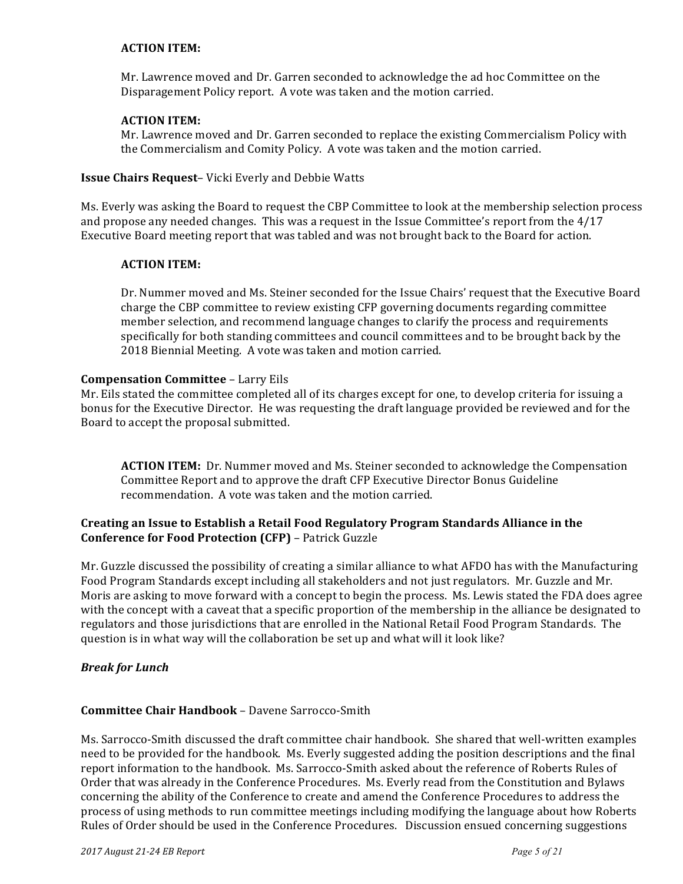**ACTION ITEM:**

Mr. Lawrence moved and Dr. Garren seconded to acknowledge the ad hoc Committee on the Disparagement Policy report. A vote was taken and the motion carried.

**ACTION ITEM:**

Mr. Lawrence moved and Dr. Garren seconded to replace the existing Commercialism Policy with the Commercialism and Comity Policy. A vote was taken and the motion carried.

**Issue Chairs Request**– Vicki Everly and Debbie Watts

Ms. Everly was asking the Board to request the CBP Committee to look at the membership selection process and propose any needed changes. This was a request in the Issue Committee's report from the 4/17 Executive Board meeting report that was tabled and was not brought back to the Board for action.

**ACTION ITEM:**

Dr. Nummer moved and Ms. Steiner seconded for the Issue Chairs' request that the Executive Board charge the CBP committee to review existing CFP governing documents regarding committee member selection, and recommend language changes to clarify the process and requirements specifically for both standing committees and council committees and to be brought back by the 2018 Biennial Meeting. A vote was taken and motion carried.

**Compensation Committee** – Larry Eils

Mr. Eils stated the committee completed all of its charges except for one, to develop criteria for issuing a bonus for the Executive Director. He was requesting the draft language provided be reviewed and for the Board to accept the proposal submitted.

**ACTION ITEM:** Dr. Nummer moved and Ms. Steiner seconded to acknowledge the Compensation Committee Report and to approve the draft CFP Executive Director Bonus Guideline recommendation. A vote was taken and the motion carried.

**Creating an Issue to Establish a Retail Food Regulatory Program Standards Alliance in the Conference for Food Protection (CFP)** – Patrick Guzzle

Mr. Guzzle discussed the possibility of creating a similar alliance to what AFDO has with the Manufacturing Food Program Standards except including all stakeholders and not just regulators. Mr. Guzzle and Mr. Moris are asking to move forward with a concept to begin the process. Ms. Lewis stated the FDA does agree with the concept with a caveat that a specific proportion of the membership in the alliance be designated to regulators and those jurisdictions that are enrolled in the National Retail Food Program Standards. The question is in what way will the collaboration be set up and what will it look like?

***Break for Lunch***

**Committee Chair Handbook** – Davene Sarrocco-Smith

Ms. Sarrocco-Smith discussed the draft committee chair handbook. She shared that well-written examples need to be provided for the handbook. Ms. Everly suggested adding the position descriptions and the final report information to the handbook. Ms. Sarrocco-Smith asked about the reference of Roberts Rules of Order that was already in the Conference Procedures. Ms. Everly read from the Constitution and Bylaws concerning the ability of the Conference to create and amend the Conference Procedures to address the process of using methods to run committee meetings including modifying the language about how Roberts Rules of Order should be used in the Conference Procedures. Discussion ensued concerning suggestions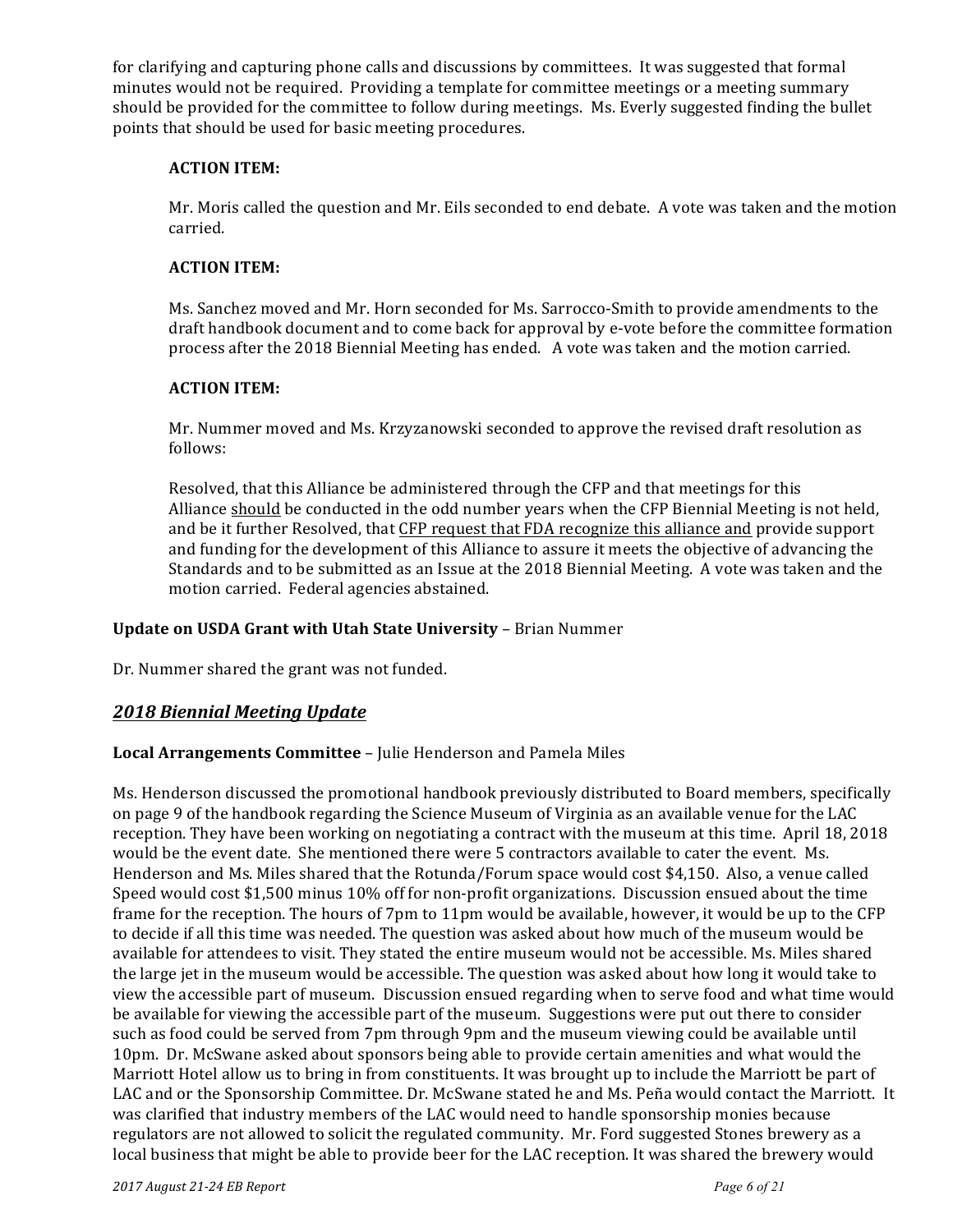for clarifying and capturing phone calls and discussions by committees. It was suggested that formal minutes would not be required. Providing a template for committee meetings or a meeting summary should be provided for the committee to follow during meetings. Ms. Everly suggested finding the bullet points that should be used for basic meeting procedures.

**ACTION ITEM:**

Mr. Moris called the question and Mr. Eils seconded to end debate. A vote was taken and the motion carried.

**ACTION ITEM:**

Ms. Sanchez moved and Mr. Horn seconded for Ms. Sarrocco-Smith to provide amendments to the draft handbook document and to come back for approval by e-vote before the committee formation process after the 2018 Biennial Meeting has ended. A vote was taken and the motion carried.

**ACTION ITEM:**

Mr. Nummer moved and Ms. Krzyzanowski seconded to approve the revised draft resolution as follows:

Resolved, that this Alliance be administered through the CFP and that meetings for this Alliance <u>should</u> be conducted in the odd number years when the CFP Biennial Meeting is not held, and be it further Resolved, that <u>CFP request that FDA recognize this alliance and</u> provide support and funding for the development of this Alliance to assure it meets the objective of advancing the Standards and to be submitted as an Issue at the 2018 Biennial Meeting. A vote was taken and the motion carried. Federal agencies abstained.

**Update on USDA Grant with Utah State University** – Brian Nummer

Dr. Nummer shared the grant was not funded.

## *2018 Biennial Meeting Update*

**Local Arrangements Committee** – Julie Henderson and Pamela Miles

Ms. Henderson discussed the promotional handbook previously distributed to Board members, specifically on page 9 of the handbook regarding the Science Museum of Virginia as an available venue for the LAC reception. They have been working on negotiating a contract with the museum at this time. April 18, 2018 would be the event date. She mentioned there were 5 contractors available to cater the event. Ms. Henderson and Ms. Miles shared that the Rotunda/Forum space would cost $4,150. Also, a venue called Speed would cost $1,500 minus 10% off for non-profit organizations. Discussion ensued about the time frame for the reception. The hours of 7pm to 11pm would be available, however, it would be up to the CFP to decide if all this time was needed. The question was asked about how much of the museum would be available for attendees to visit. They stated the entire museum would not be accessible. Ms. Miles shared the large jet in the museum would be accessible. The question was asked about how long it would take to view the accessible part of museum. Discussion ensued regarding when to serve food and what time would be available for viewing the accessible part of the museum. Suggestions were put out there to consider such as food could be served from 7pm through 9pm and the museum viewing could be available until 10pm. Dr. McSwane asked about sponsors being able to provide certain amenities and what would the Marriott Hotel allow us to bring in from constituents. It was brought up to include the Marriott be part of LAC and or the Sponsorship Committee. Dr. McSwane stated he and Ms. Peña would contact the Marriott. It was clarified that industry members of the LAC would need to handle sponsorship monies because regulators are not allowed to solicit the regulated community. Mr. Ford suggested Stones brewery as a local business that might be able to provide beer for the LAC reception. It was shared the brewery would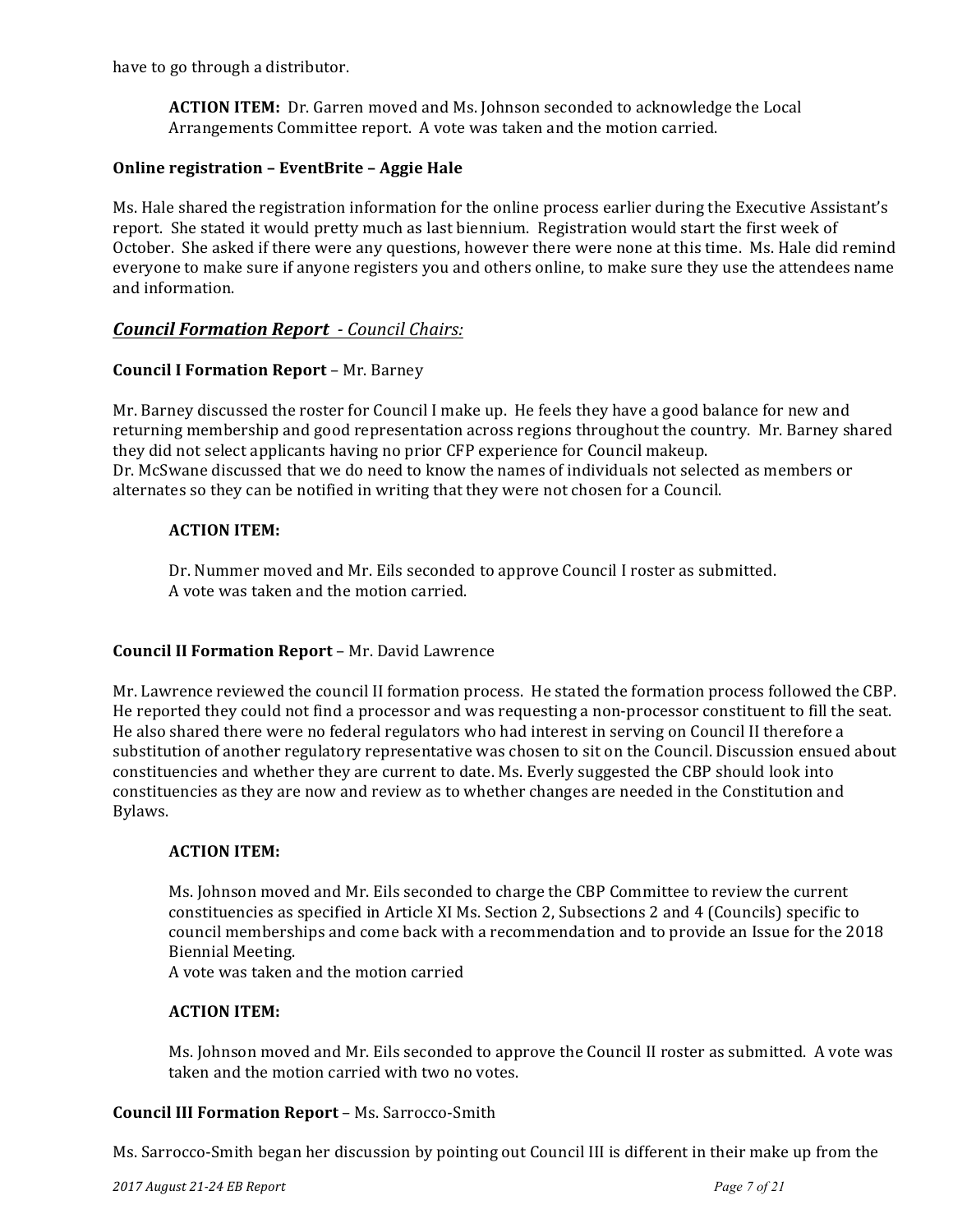have to go through a distributor.

**ACTION ITEM:** Dr. Garren moved and Ms. Johnson seconded to acknowledge the Local Arrangements Committee report. A vote was taken and the motion carried.

**Online registration – EventBrite – Aggie Hale**

Ms. Hale shared the registration information for the online process earlier during the Executive Assistant's report. She stated it would pretty much as last biennium. Registration would start the first week of October. She asked if there were any questions, however there were none at this time. Ms. Hale did remind everyone to make sure if anyone registers you and others online, to make sure they use the attendees name and information.

## ***Council Formation Report*** *- Council Chairs:*

**Council I Formation Report** – Mr. Barney

Mr. Barney discussed the roster for Council I make up. He feels they have a good balance for new and returning membership and good representation across regions throughout the country. Mr. Barney shared they did not select applicants having no prior CFP experience for Council makeup.
Dr. McSwane discussed that we do need to know the names of individuals not selected as members or alternates so they can be notified in writing that they were not chosen for a Council.

**ACTION ITEM:**

Dr. Nummer moved and Mr. Eils seconded to approve Council I roster as submitted.
A vote was taken and the motion carried.

**Council II Formation Report** – Mr. David Lawrence

Mr. Lawrence reviewed the council II formation process. He stated the formation process followed the CBP. He reported they could not find a processor and was requesting a non-processor constituent to fill the seat. He also shared there were no federal regulators who had interest in serving on Council II therefore a substitution of another regulatory representative was chosen to sit on the Council. Discussion ensued about constituencies and whether they are current to date. Ms. Everly suggested the CBP should look into constituencies as they are now and review as to whether changes are needed in the Constitution and Bylaws.

**ACTION ITEM:**

Ms. Johnson moved and Mr. Eils seconded to charge the CBP Committee to review the current constituencies as specified in Article XI Ms. Section 2, Subsections 2 and 4 (Councils) specific to council memberships and come back with a recommendation and to provide an Issue for the 2018 Biennial Meeting.
A vote was taken and the motion carried

**ACTION ITEM:**

Ms. Johnson moved and Mr. Eils seconded to approve the Council II roster as submitted. A vote was taken and the motion carried with two no votes.

**Council III Formation Report** – Ms. Sarrocco-Smith

Ms. Sarrocco-Smith began her discussion by pointing out Council III is different in their make up from the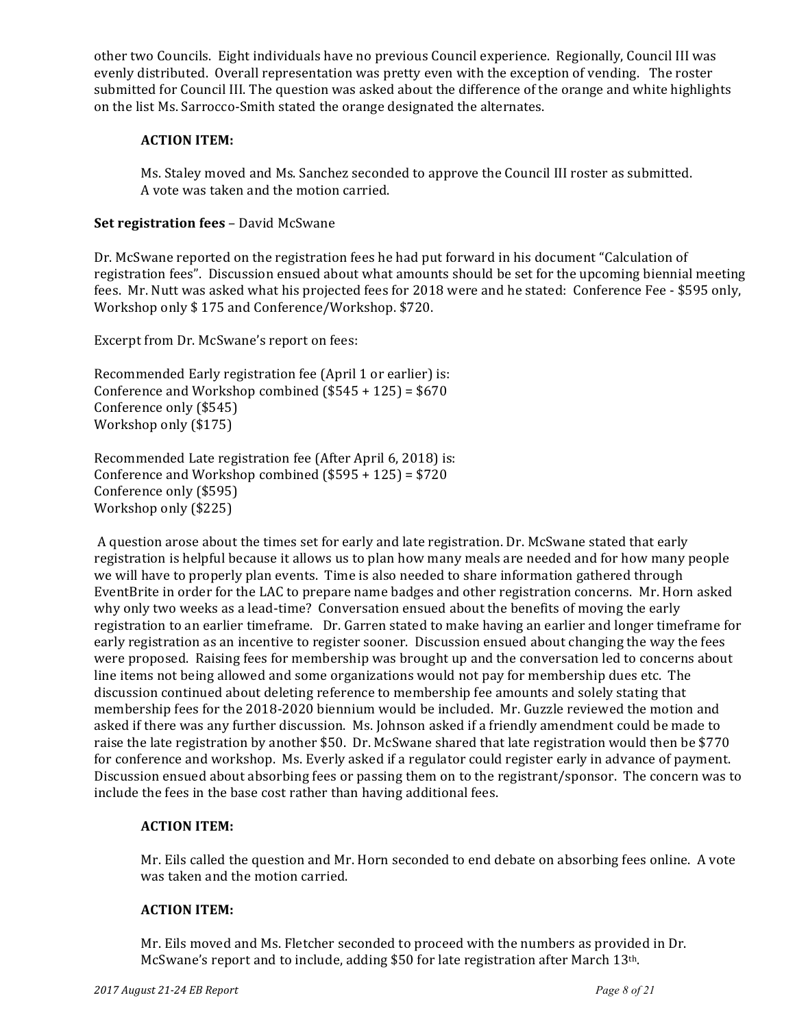other two Councils. Eight individuals have no previous Council experience. Regionally, Council III was evenly distributed. Overall representation was pretty even with the exception of vending. The roster submitted for Council III. The question was asked about the difference of the orange and white highlights on the list Ms. Sarrocco-Smith stated the orange designated the alternates.

**ACTION ITEM:**

Ms. Staley moved and Ms. Sanchez seconded to approve the Council III roster as submitted. A vote was taken and the motion carried.

**Set registration fees** – David McSwane

Dr. McSwane reported on the registration fees he had put forward in his document "Calculation of registration fees". Discussion ensued about what amounts should be set for the upcoming biennial meeting fees. Mr. Nutt was asked what his projected fees for 2018 were and he stated: Conference Fee - $595 only, Workshop only $ 175 and Conference/Workshop. $720.

Excerpt from Dr. McSwane's report on fees:

Recommended Early registration fee (April 1 or earlier) is:
Conference and Workshop combined ($545 + 125) = $670
Conference only ($545)
Workshop only ($175)

Recommended Late registration fee (After April 6, 2018) is:
Conference and Workshop combined ($595 + 125) = $720
Conference only ($595)
Workshop only ($225)

A question arose about the times set for early and late registration. Dr. McSwane stated that early registration is helpful because it allows us to plan how many meals are needed and for how many people we will have to properly plan events. Time is also needed to share information gathered through EventBrite in order for the LAC to prepare name badges and other registration concerns. Mr. Horn asked why only two weeks as a lead-time? Conversation ensued about the benefits of moving the early registration to an earlier timeframe. Dr. Garren stated to make having an earlier and longer timeframe for early registration as an incentive to register sooner. Discussion ensued about changing the way the fees were proposed. Raising fees for membership was brought up and the conversation led to concerns about line items not being allowed and some organizations would not pay for membership dues etc. The discussion continued about deleting reference to membership fee amounts and solely stating that membership fees for the 2018-2020 biennium would be included. Mr. Guzzle reviewed the motion and asked if there was any further discussion. Ms. Johnson asked if a friendly amendment could be made to raise the late registration by another $50. Dr. McSwane shared that late registration would then be $770 for conference and workshop. Ms. Everly asked if a regulator could register early in advance of payment. Discussion ensued about absorbing fees or passing them on to the registrant/sponsor. The concern was to include the fees in the base cost rather than having additional fees.

**ACTION ITEM:**

Mr. Eils called the question and Mr. Horn seconded to end debate on absorbing fees online. A vote was taken and the motion carried.

**ACTION ITEM:**

Mr. Eils moved and Ms. Fletcher seconded to proceed with the numbers as provided in Dr. McSwane's report and to include, adding $50 for late registration after March 13th.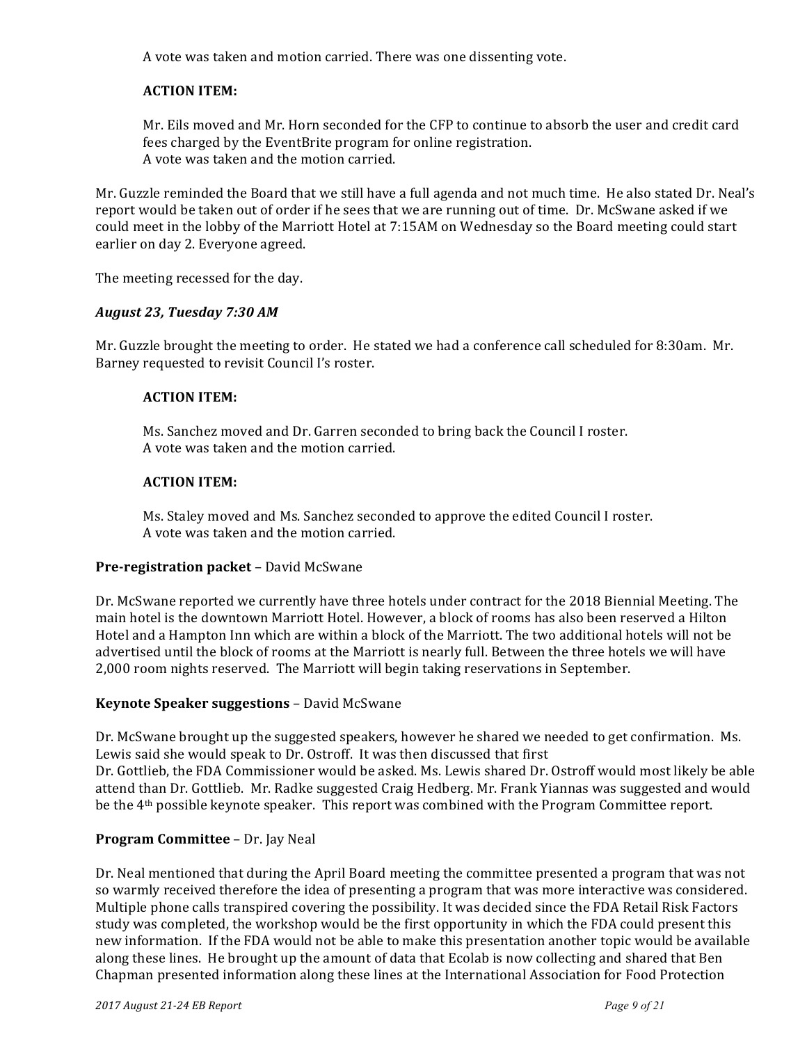A vote was taken and motion carried. There was one dissenting vote.

**ACTION ITEM:**

Mr. Eils moved and Mr. Horn seconded for the CFP to continue to absorb the user and credit card fees charged by the EventBrite program for online registration.
A vote was taken and the motion carried.

Mr. Guzzle reminded the Board that we still have a full agenda and not much time. He also stated Dr. Neal's report would be taken out of order if he sees that we are running out of time. Dr. McSwane asked if we could meet in the lobby of the Marriott Hotel at 7:15AM on Wednesday so the Board meeting could start earlier on day 2. Everyone agreed.

The meeting recessed for the day.

***August 23, Tuesday 7:30 AM***

Mr. Guzzle brought the meeting to order. He stated we had a conference call scheduled for 8:30am. Mr. Barney requested to revisit Council I's roster.

**ACTION ITEM:**

Ms. Sanchez moved and Dr. Garren seconded to bring back the Council I roster.
A vote was taken and the motion carried.

**ACTION ITEM:**

Ms. Staley moved and Ms. Sanchez seconded to approve the edited Council I roster.
A vote was taken and the motion carried.

**Pre-registration packet** – David McSwane

Dr. McSwane reported we currently have three hotels under contract for the 2018 Biennial Meeting. The main hotel is the downtown Marriott Hotel. However, a block of rooms has also been reserved a Hilton Hotel and a Hampton Inn which are within a block of the Marriott. The two additional hotels will not be advertised until the block of rooms at the Marriott is nearly full. Between the three hotels we will have 2,000 room nights reserved. The Marriott will begin taking reservations in September.

**Keynote Speaker suggestions** – David McSwane

Dr. McSwane brought up the suggested speakers, however he shared we needed to get confirmation. Ms. Lewis said she would speak to Dr. Ostroff. It was then discussed that first
Dr. Gottlieb, the FDA Commissioner would be asked. Ms. Lewis shared Dr. Ostroff would most likely be able attend than Dr. Gottlieb. Mr. Radke suggested Craig Hedberg. Mr. Frank Yiannas was suggested and would be the 4th possible keynote speaker. This report was combined with the Program Committee report.

**Program Committee** – Dr. Jay Neal

Dr. Neal mentioned that during the April Board meeting the committee presented a program that was not so warmly received therefore the idea of presenting a program that was more interactive was considered. Multiple phone calls transpired covering the possibility. It was decided since the FDA Retail Risk Factors study was completed, the workshop would be the first opportunity in which the FDA could present this new information. If the FDA would not be able to make this presentation another topic would be available along these lines. He brought up the amount of data that Ecolab is now collecting and shared that Ben Chapman presented information along these lines at the International Association for Food Protection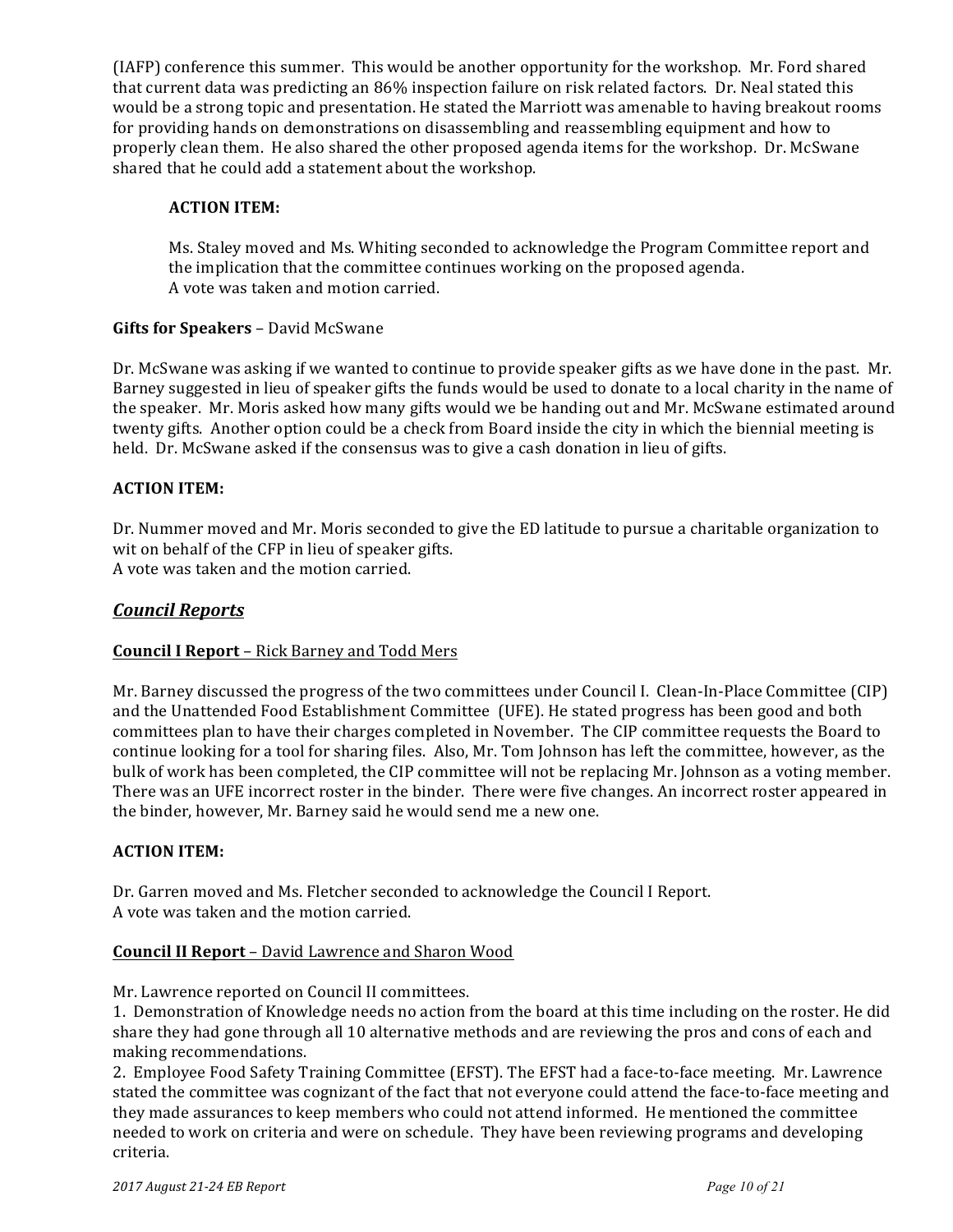(IAFP) conference this summer. This would be another opportunity for the workshop. Mr. Ford shared that current data was predicting an 86% inspection failure on risk related factors. Dr. Neal stated this would be a strong topic and presentation. He stated the Marriott was amenable to having breakout rooms for providing hands on demonstrations on disassembling and reassembling equipment and how to properly clean them. He also shared the other proposed agenda items for the workshop. Dr. McSwane shared that he could add a statement about the workshop.

**ACTION ITEM:**

Ms. Staley moved and Ms. Whiting seconded to acknowledge the Program Committee report and the implication that the committee continues working on the proposed agenda.
A vote was taken and motion carried.

**Gifts for Speakers** – David McSwane

Dr. McSwane was asking if we wanted to continue to provide speaker gifts as we have done in the past. Mr. Barney suggested in lieu of speaker gifts the funds would be used to donate to a local charity in the name of the speaker. Mr. Moris asked how many gifts would we be handing out and Mr. McSwane estimated around twenty gifts. Another option could be a check from Board inside the city in which the biennial meeting is held. Dr. McSwane asked if the consensus was to give a cash donation in lieu of gifts.

**ACTION ITEM:**

Dr. Nummer moved and Mr. Moris seconded to give the ED latitude to pursue a charitable organization to wit on behalf of the CFP in lieu of speaker gifts.
A vote was taken and the motion carried.

## ***Council Reports***

**Council I Report** – Rick Barney and Todd Mers

Mr. Barney discussed the progress of the two committees under Council I. Clean-In-Place Committee (CIP) and the Unattended Food Establishment Committee (UFE). He stated progress has been good and both committees plan to have their charges completed in November. The CIP committee requests the Board to continue looking for a tool for sharing files. Also, Mr. Tom Johnson has left the committee, however, as the bulk of work has been completed, the CIP committee will not be replacing Mr. Johnson as a voting member. There was an UFE incorrect roster in the binder. There were five changes. An incorrect roster appeared in the binder, however, Mr. Barney said he would send me a new one.

**ACTION ITEM:**

Dr. Garren moved and Ms. Fletcher seconded to acknowledge the Council I Report.
A vote was taken and the motion carried.

**Council II Report** – David Lawrence and Sharon Wood

Mr. Lawrence reported on Council II committees.
1. Demonstration of Knowledge needs no action from the board at this time including on the roster. He did share they had gone through all 10 alternative methods and are reviewing the pros and cons of each and making recommendations.
2. Employee Food Safety Training Committee (EFST). The EFST had a face-to-face meeting. Mr. Lawrence stated the committee was cognizant of the fact that not everyone could attend the face-to-face meeting and they made assurances to keep members who could not attend informed. He mentioned the committee needed to work on criteria and were on schedule. They have been reviewing programs and developing criteria.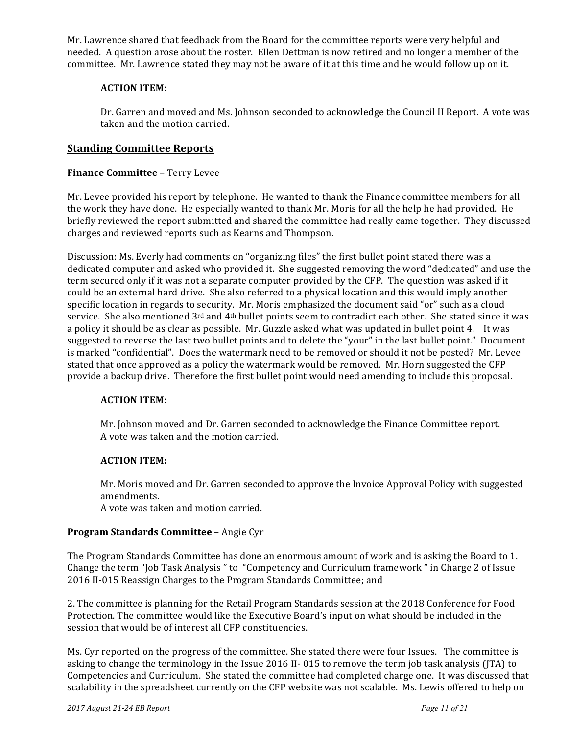Mr. Lawrence shared that feedback from the Board for the committee reports were very helpful and needed. A question arose about the roster. Ellen Dettman is now retired and no longer a member of the committee. Mr. Lawrence stated they may not be aware of it at this time and he would follow up on it.

**ACTION ITEM:**

Dr. Garren and moved and Ms. Johnson seconded to acknowledge the Council II Report. A vote was taken and the motion carried.

## Standing Committee Reports

**Finance Committee** – Terry Levee

Mr. Levee provided his report by telephone. He wanted to thank the Finance committee members for all the work they have done. He especially wanted to thank Mr. Moris for all the help he had provided. He briefly reviewed the report submitted and shared the committee had really came together. They discussed charges and reviewed reports such as Kearns and Thompson.

Discussion: Ms. Everly had comments on "organizing files" the first bullet point stated there was a dedicated computer and asked who provided it. She suggested removing the word "dedicated" and use the term secured only if it was not a separate computer provided by the CFP. The question was asked if it could be an external hard drive. She also referred to a physical location and this would imply another specific location in regards to security. Mr. Moris emphasized the document said "or" such as a cloud service. She also mentioned 3rd and 4th bullet points seem to contradict each other. She stated since it was a policy it should be as clear as possible. Mr. Guzzle asked what was updated in bullet point 4. It was suggested to reverse the last two bullet points and to delete the "your" in the last bullet point." Document is marked "confidential". Does the watermark need to be removed or should it not be posted? Mr. Levee stated that once approved as a policy the watermark would be removed. Mr. Horn suggested the CFP provide a backup drive. Therefore the first bullet point would need amending to include this proposal.

**ACTION ITEM:**

Mr. Johnson moved and Dr. Garren seconded to acknowledge the Finance Committee report. A vote was taken and the motion carried.

**ACTION ITEM:**

Mr. Moris moved and Dr. Garren seconded to approve the Invoice Approval Policy with suggested amendments.
A vote was taken and motion carried.

**Program Standards Committee** – Angie Cyr

The Program Standards Committee has done an enormous amount of work and is asking the Board to 1. Change the term "Job Task Analysis " to "Competency and Curriculum framework " in Charge 2 of Issue 2016 II-015 Reassign Charges to the Program Standards Committee; and

2. The committee is planning for the Retail Program Standards session at the 2018 Conference for Food Protection. The committee would like the Executive Board's input on what should be included in the session that would be of interest all CFP constituencies.

Ms. Cyr reported on the progress of the committee. She stated there were four Issues. The committee is asking to change the terminology in the Issue 2016 II- 015 to remove the term job task analysis (JTA) to Competencies and Curriculum. She stated the committee had completed charge one. It was discussed that scalability in the spreadsheet currently on the CFP website was not scalable. Ms. Lewis offered to help on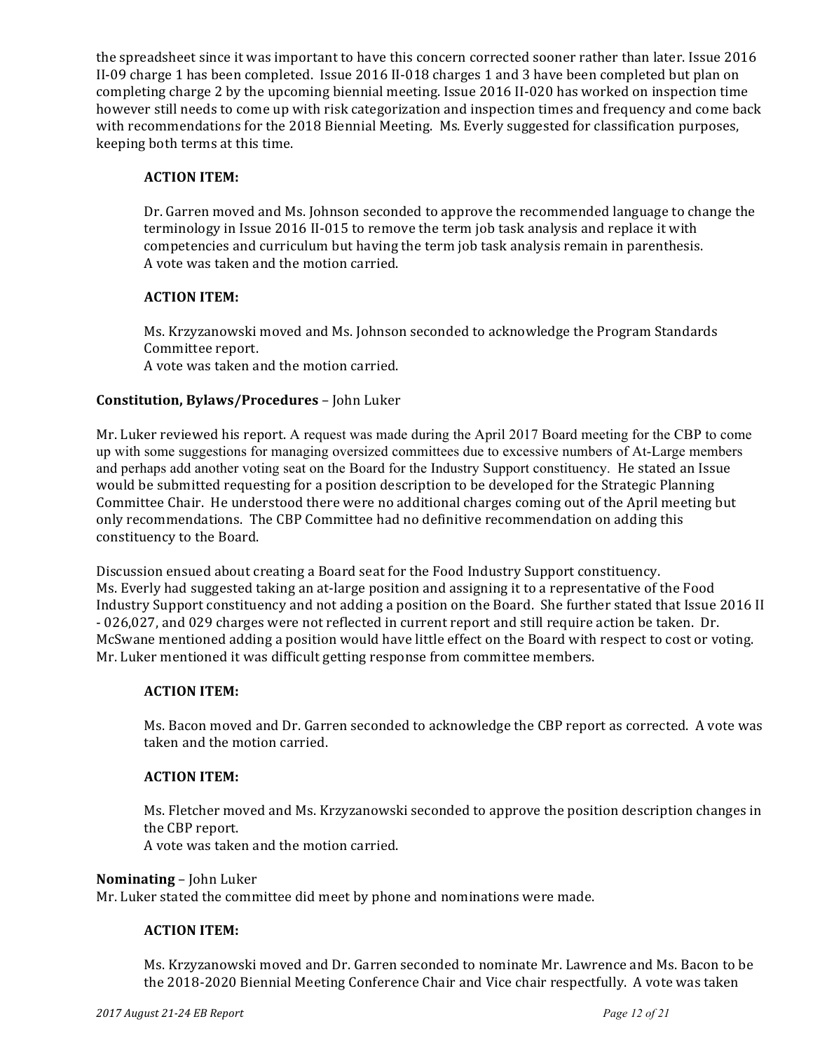the spreadsheet since it was important to have this concern corrected sooner rather than later. Issue 2016 II-09 charge 1 has been completed. Issue 2016 II-018 charges 1 and 3 have been completed but plan on completing charge 2 by the upcoming biennial meeting. Issue 2016 II-020 has worked on inspection time however still needs to come up with risk categorization and inspection times and frequency and come back with recommendations for the 2018 Biennial Meeting. Ms. Everly suggested for classification purposes, keeping both terms at this time.

**ACTION ITEM:**

Dr. Garren moved and Ms. Johnson seconded to approve the recommended language to change the terminology in Issue 2016 II-015 to remove the term job task analysis and replace it with competencies and curriculum but having the term job task analysis remain in parenthesis.
A vote was taken and the motion carried.

**ACTION ITEM:**

Ms. Krzyzanowski moved and Ms. Johnson seconded to acknowledge the Program Standards Committee report.
A vote was taken and the motion carried.

**Constitution, Bylaws/Procedures** – John Luker

Mr. Luker reviewed his report. A request was made during the April 2017 Board meeting for the CBP to come up with some suggestions for managing oversized committees due to excessive numbers of At-Large members and perhaps add another voting seat on the Board for the Industry Support constituency. He stated an Issue would be submitted requesting for a position description to be developed for the Strategic Planning Committee Chair. He understood there were no additional charges coming out of the April meeting but only recommendations. The CBP Committee had no definitive recommendation on adding this constituency to the Board.

Discussion ensued about creating a Board seat for the Food Industry Support constituency. Ms. Everly had suggested taking an at-large position and assigning it to a representative of the Food Industry Support constituency and not adding a position on the Board. She further stated that Issue 2016 II - 026,027, and 029 charges were not reflected in current report and still require action be taken. Dr. McSwane mentioned adding a position would have little effect on the Board with respect to cost or voting. Mr. Luker mentioned it was difficult getting response from committee members.

**ACTION ITEM:**

Ms. Bacon moved and Dr. Garren seconded to acknowledge the CBP report as corrected. A vote was taken and the motion carried.

**ACTION ITEM:**

Ms. Fletcher moved and Ms. Krzyzanowski seconded to approve the position description changes in the CBP report.
A vote was taken and the motion carried.

**Nominating** – John Luker

Mr. Luker stated the committee did meet by phone and nominations were made.

**ACTION ITEM:**

Ms. Krzyzanowski moved and Dr. Garren seconded to nominate Mr. Lawrence and Ms. Bacon to be the 2018-2020 Biennial Meeting Conference Chair and Vice chair respectfully. A vote was taken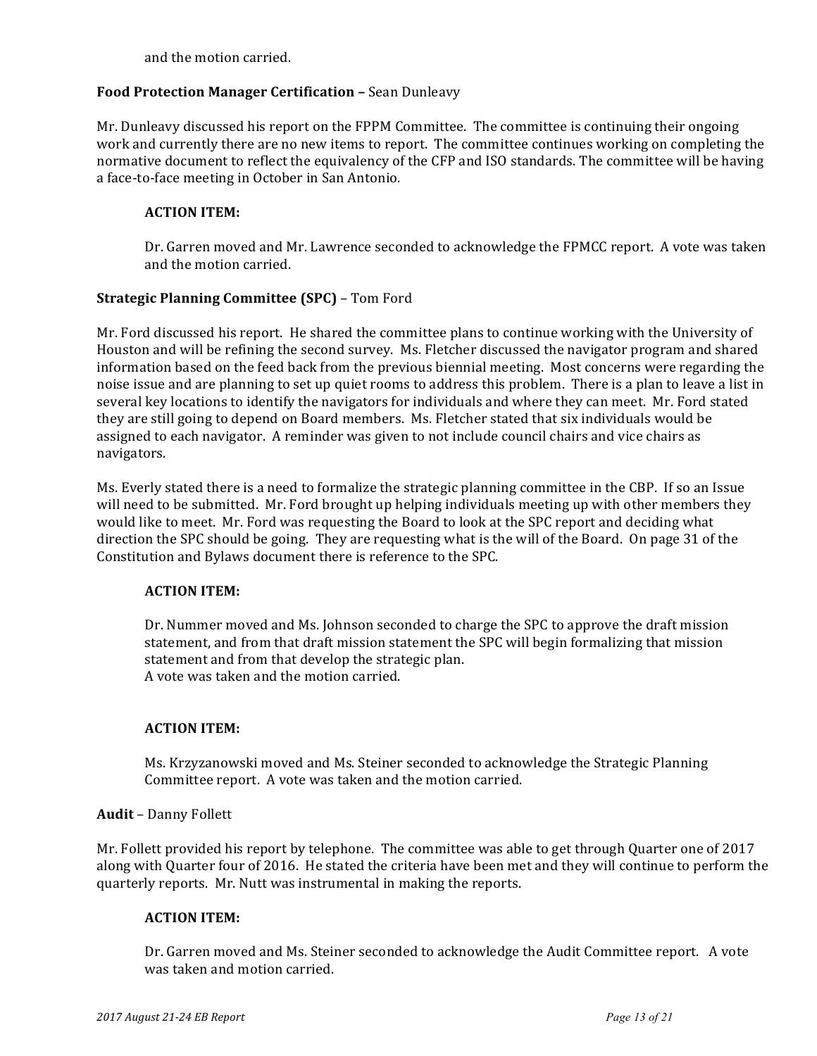and the motion carried.

**Food Protection Manager Certification –** Sean Dunleavy

Mr. Dunleavy discussed his report on the FPPM Committee. The committee is continuing their ongoing work and currently there are no new items to report. The committee continues working on completing the normative document to reflect the equivalency of the CFP and ISO standards. The committee will be having a face-to-face meeting in October in San Antonio.

**ACTION ITEM:**

Dr. Garren moved and Mr. Lawrence seconded to acknowledge the FPMCC report. A vote was taken and the motion carried.

**Strategic Planning Committee (SPC)** – Tom Ford

Mr. Ford discussed his report. He shared the committee plans to continue working with the University of Houston and will be refining the second survey. Ms. Fletcher discussed the navigator program and shared information based on the feed back from the previous biennial meeting. Most concerns were regarding the noise issue and are planning to set up quiet rooms to address this problem. There is a plan to leave a list in several key locations to identify the navigators for individuals and where they can meet. Mr. Ford stated they are still going to depend on Board members. Ms. Fletcher stated that six individuals would be assigned to each navigator. A reminder was given to not include council chairs and vice chairs as navigators.

Ms. Everly stated there is a need to formalize the strategic planning committee in the CBP. If so an Issue will need to be submitted. Mr. Ford brought up helping individuals meeting up with other members they would like to meet. Mr. Ford was requesting the Board to look at the SPC report and deciding what direction the SPC should be going. They are requesting what is the will of the Board. On page 31 of the Constitution and Bylaws document there is reference to the SPC.

**ACTION ITEM:**

Dr. Nummer moved and Ms. Johnson seconded to charge the SPC to approve the draft mission statement, and from that draft mission statement the SPC will begin formalizing that mission statement and from that develop the strategic plan.
A vote was taken and the motion carried.

**ACTION ITEM:**

Ms. Krzyzanowski moved and Ms. Steiner seconded to acknowledge the Strategic Planning Committee report. A vote was taken and the motion carried.

**Audit** – Danny Follett

Mr. Follett provided his report by telephone. The committee was able to get through Quarter one of 2017 along with Quarter four of 2016. He stated the criteria have been met and they will continue to perform the quarterly reports. Mr. Nutt was instrumental in making the reports.

**ACTION ITEM:**

Dr. Garren moved and Ms. Steiner seconded to acknowledge the Audit Committee report. A vote was taken and motion carried.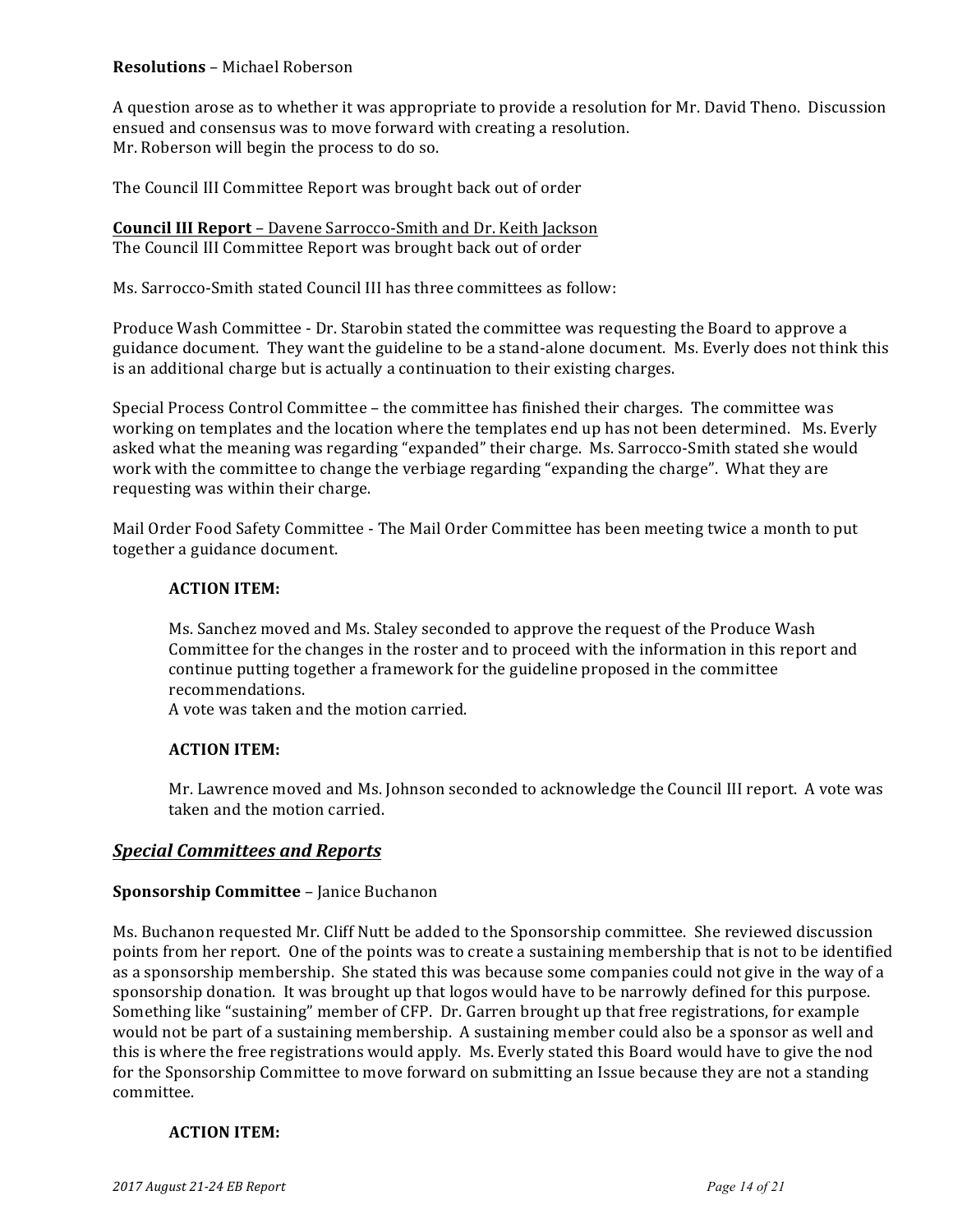**Resolutions** – Michael Roberson

A question arose as to whether it was appropriate to provide a resolution for Mr. David Theno. Discussion ensued and consensus was to move forward with creating a resolution.
Mr. Roberson will begin the process to do so.

The Council III Committee Report was brought back out of order

**Council III Report** – Davene Sarrocco-Smith and Dr. Keith Jackson
The Council III Committee Report was brought back out of order

Ms. Sarrocco-Smith stated Council III has three committees as follow:

Produce Wash Committee - Dr. Starobin stated the committee was requesting the Board to approve a guidance document. They want the guideline to be a stand-alone document. Ms. Everly does not think this is an additional charge but is actually a continuation to their existing charges.

Special Process Control Committee – the committee has finished their charges. The committee was working on templates and the location where the templates end up has not been determined. Ms. Everly asked what the meaning was regarding "expanded" their charge. Ms. Sarrocco-Smith stated she would work with the committee to change the verbiage regarding "expanding the charge". What they are requesting was within their charge.

Mail Order Food Safety Committee - The Mail Order Committee has been meeting twice a month to put together a guidance document.

> **ACTION ITEM:**
>
> Ms. Sanchez moved and Ms. Staley seconded to approve the request of the Produce Wash Committee for the changes in the roster and to proceed with the information in this report and continue putting together a framework for the guideline proposed in the committee recommendations.
> A vote was taken and the motion carried.
>
> **ACTION ITEM:**
>
> Mr. Lawrence moved and Ms. Johnson seconded to acknowledge the Council III report. A vote was taken and the motion carried.

## ***Special Committees and Reports***

**Sponsorship Committee** – Janice Buchanon

Ms. Buchanon requested Mr. Cliff Nutt be added to the Sponsorship committee. She reviewed discussion points from her report. One of the points was to create a sustaining membership that is not to be identified as a sponsorship membership. She stated this was because some companies could not give in the way of a sponsorship donation. It was brought up that logos would have to be narrowly defined for this purpose. Something like "sustaining" member of CFP. Dr. Garren brought up that free registrations, for example would not be part of a sustaining membership. A sustaining member could also be a sponsor as well and this is where the free registrations would apply. Ms. Everly stated this Board would have to give the nod for the Sponsorship Committee to move forward on submitting an Issue because they are not a standing committee.

> **ACTION ITEM:**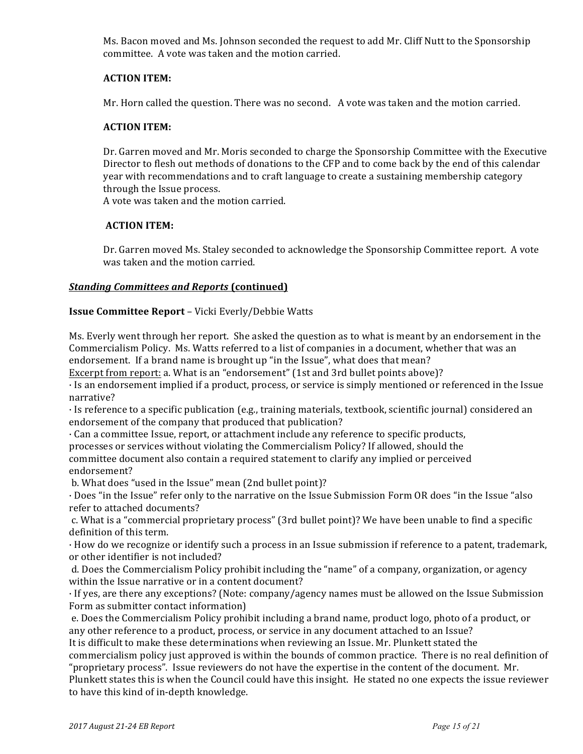Ms. Bacon moved and Ms. Johnson seconded the request to add Mr. Cliff Nutt to the Sponsorship committee. A vote was taken and the motion carried.

**ACTION ITEM:**

Mr. Horn called the question. There was no second. A vote was taken and the motion carried.

**ACTION ITEM:**

Dr. Garren moved and Mr. Moris seconded to charge the Sponsorship Committee with the Executive Director to flesh out methods of donations to the CFP and to come back by the end of this calendar year with recommendations and to craft language to create a sustaining membership category through the Issue process.
A vote was taken and the motion carried.

**ACTION ITEM:**

Dr. Garren moved Ms. Staley seconded to acknowledge the Sponsorship Committee report. A vote was taken and the motion carried.

***Standing Committees and Reports* (continued)**

**Issue Committee Report** – Vicki Everly/Debbie Watts

Ms. Everly went through her report. She asked the question as to what is meant by an endorsement in the Commercialism Policy. Ms. Watts referred to a list of companies in a document, whether that was an endorsement. If a brand name is brought up "in the Issue", what does that mean?
Excerpt from report: a. What is an "endorsement" (1st and 3rd bullet points above)?
· Is an endorsement implied if a product, process, or service is simply mentioned or referenced in the Issue narrative?
· Is reference to a specific publication (e.g., training materials, textbook, scientific journal) considered an endorsement of the company that produced that publication?
· Can a committee Issue, report, or attachment include any reference to specific products, processes or services without violating the Commercialism Policy? If allowed, should the committee document also contain a required statement to clarify any implied or perceived endorsement?
b. What does "used in the Issue" mean (2nd bullet point)?
· Does "in the Issue" refer only to the narrative on the Issue Submission Form OR does "in the Issue "also refer to attached documents?
c. What is a "commercial proprietary process" (3rd bullet point)? We have been unable to find a specific definition of this term.
· How do we recognize or identify such a process in an Issue submission if reference to a patent, trademark, or other identifier is not included?
d. Does the Commercialism Policy prohibit including the "name" of a company, organization, or agency within the Issue narrative or in a content document?
· If yes, are there any exceptions? (Note: company/agency names must be allowed on the Issue Submission Form as submitter contact information)
e. Does the Commercialism Policy prohibit including a brand name, product logo, photo of a product, or any other reference to a product, process, or service in any document attached to an Issue?
It is difficult to make these determinations when reviewing an Issue. Mr. Plunkett stated the commercialism policy just approved is within the bounds of common practice. There is no real definition of "proprietary process". Issue reviewers do not have the expertise in the content of the document. Mr. Plunkett states this is when the Council could have this insight. He stated no one expects the issue reviewer to have this kind of in-depth knowledge.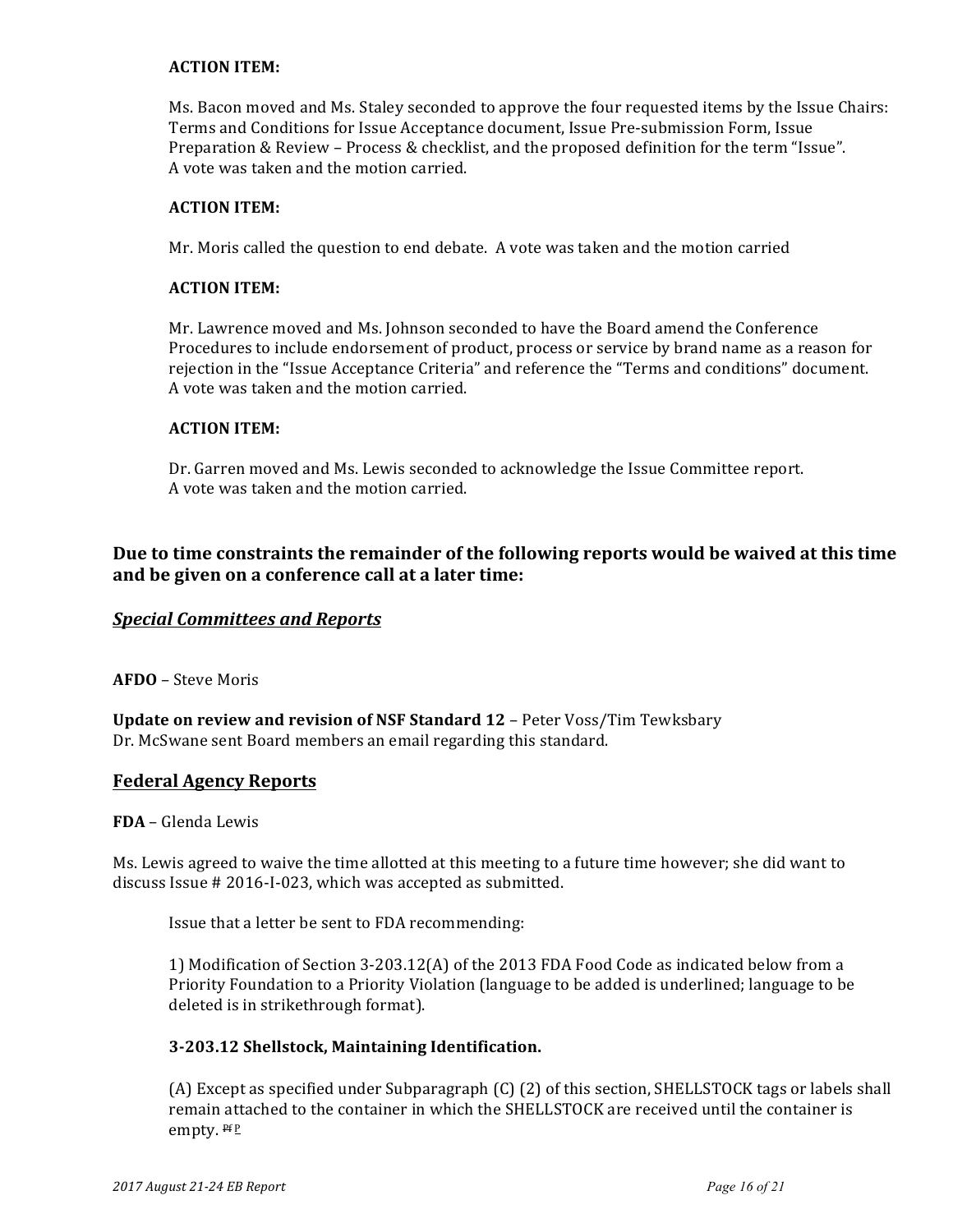**ACTION ITEM:**

Ms. Bacon moved and Ms. Staley seconded to approve the four requested items by the Issue Chairs: Terms and Conditions for Issue Acceptance document, Issue Pre-submission Form, Issue Preparation & Review – Process & checklist, and the proposed definition for the term "Issue". A vote was taken and the motion carried.

**ACTION ITEM:**

Mr. Moris called the question to end debate. A vote was taken and the motion carried

**ACTION ITEM:**

Mr. Lawrence moved and Ms. Johnson seconded to have the Board amend the Conference Procedures to include endorsement of product, process or service by brand name as a reason for rejection in the "Issue Acceptance Criteria" and reference the "Terms and conditions" document. A vote was taken and the motion carried.

**ACTION ITEM:**

Dr. Garren moved and Ms. Lewis seconded to acknowledge the Issue Committee report. A vote was taken and the motion carried.

## Due to time constraints the remainder of the following reports would be waived at this time and be given on a conference call at a later time:

## ***Special Committees and Reports***

**AFDO** – Steve Moris

**Update on review and revision of NSF Standard 12** – Peter Voss/Tim Tewksbary
Dr. McSwane sent Board members an email regarding this standard.

## Federal Agency Reports

**FDA** – Glenda Lewis

Ms. Lewis agreed to waive the time allotted at this meeting to a future time however; she did want to discuss Issue # 2016-I-023, which was accepted as submitted.

Issue that a letter be sent to FDA recommending:

1) Modification of Section 3-203.12(A) of the 2013 FDA Food Code as indicated below from a Priority Foundation to a Priority Violation (language to be added is underlined; language to be deleted is in strikethrough format).

**3-203.12 Shellstock, Maintaining Identification.**

(A) Except as specified under Subparagraph (C) (2) of this section, SHELLSTOCK tags or labels shall remain attached to the container in which the SHELLSTOCK are received until the container is empty. ~~Pf~~ <u>P</u>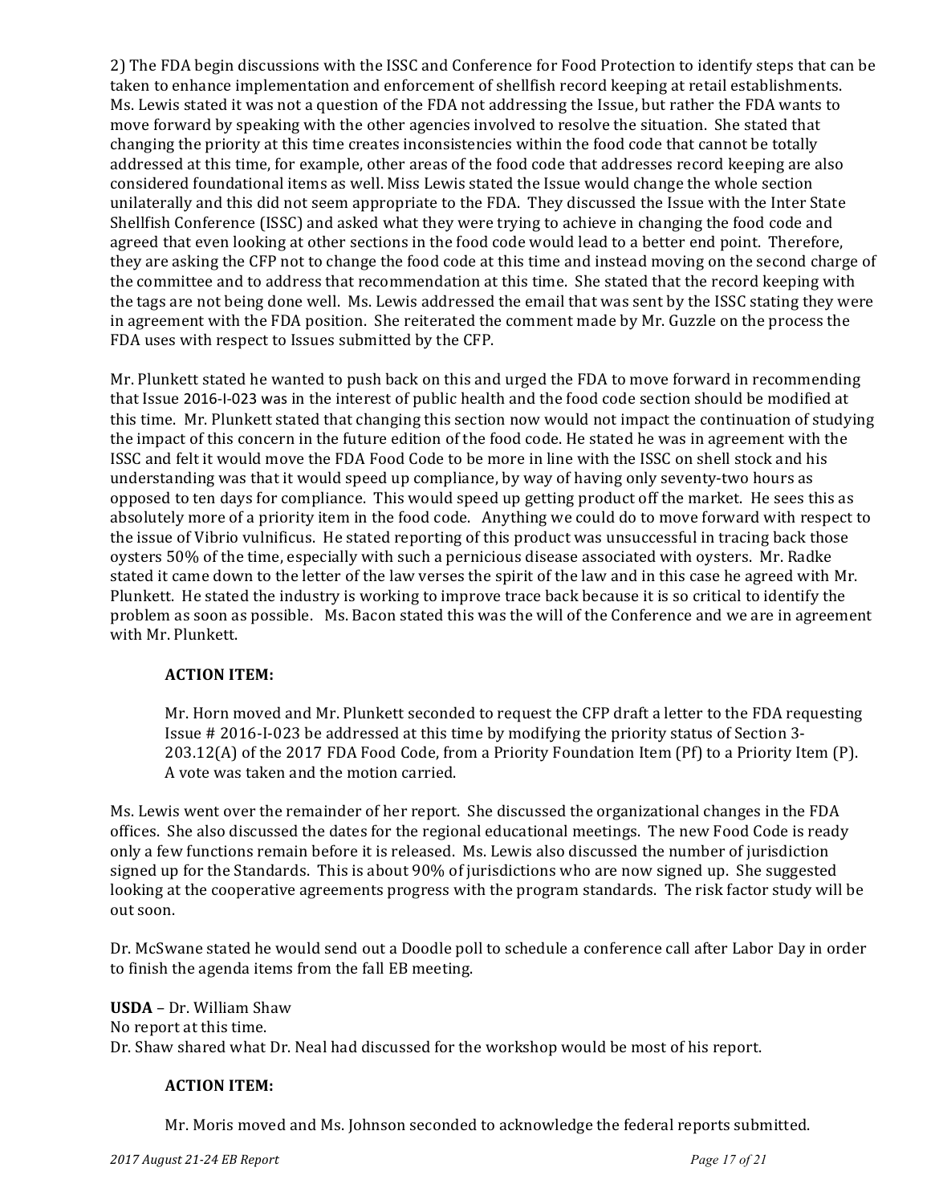2) The FDA begin discussions with the ISSC and Conference for Food Protection to identify steps that can be taken to enhance implementation and enforcement of shellfish record keeping at retail establishments. Ms. Lewis stated it was not a question of the FDA not addressing the Issue, but rather the FDA wants to move forward by speaking with the other agencies involved to resolve the situation. She stated that changing the priority at this time creates inconsistencies within the food code that cannot be totally addressed at this time, for example, other areas of the food code that addresses record keeping are also considered foundational items as well. Miss Lewis stated the Issue would change the whole section unilaterally and this did not seem appropriate to the FDA. They discussed the Issue with the Inter State Shellfish Conference (ISSC) and asked what they were trying to achieve in changing the food code and agreed that even looking at other sections in the food code would lead to a better end point. Therefore, they are asking the CFP not to change the food code at this time and instead moving on the second charge of the committee and to address that recommendation at this time. She stated that the record keeping with the tags are not being done well. Ms. Lewis addressed the email that was sent by the ISSC stating they were in agreement with the FDA position. She reiterated the comment made by Mr. Guzzle on the process the FDA uses with respect to Issues submitted by the CFP.

Mr. Plunkett stated he wanted to push back on this and urged the FDA to move forward in recommending that Issue 2016-I-023 was in the interest of public health and the food code section should be modified at this time. Mr. Plunkett stated that changing this section now would not impact the continuation of studying the impact of this concern in the future edition of the food code. He stated he was in agreement with the ISSC and felt it would move the FDA Food Code to be more in line with the ISSC on shell stock and his understanding was that it would speed up compliance, by way of having only seventy-two hours as opposed to ten days for compliance. This would speed up getting product off the market. He sees this as absolutely more of a priority item in the food code. Anything we could do to move forward with respect to the issue of Vibrio vulnificus. He stated reporting of this product was unsuccessful in tracing back those oysters 50% of the time, especially with such a pernicious disease associated with oysters. Mr. Radke stated it came down to the letter of the law verses the spirit of the law and in this case he agreed with Mr. Plunkett. He stated the industry is working to improve trace back because it is so critical to identify the problem as soon as possible. Ms. Bacon stated this was the will of the Conference and we are in agreement with Mr. Plunkett.

**ACTION ITEM:**

Mr. Horn moved and Mr. Plunkett seconded to request the CFP draft a letter to the FDA requesting Issue # 2016-I-023 be addressed at this time by modifying the priority status of Section 3-203.12(A) of the 2017 FDA Food Code, from a Priority Foundation Item (Pf) to a Priority Item (P). A vote was taken and the motion carried.

Ms. Lewis went over the remainder of her report. She discussed the organizational changes in the FDA offices. She also discussed the dates for the regional educational meetings. The new Food Code is ready only a few functions remain before it is released. Ms. Lewis also discussed the number of jurisdiction signed up for the Standards. This is about 90% of jurisdictions who are now signed up. She suggested looking at the cooperative agreements progress with the program standards. The risk factor study will be out soon.

Dr. McSwane stated he would send out a Doodle poll to schedule a conference call after Labor Day in order to finish the agenda items from the fall EB meeting.

**USDA** – Dr. William Shaw
No report at this time.
Dr. Shaw shared what Dr. Neal had discussed for the workshop would be most of his report.

**ACTION ITEM:**

Mr. Moris moved and Ms. Johnson seconded to acknowledge the federal reports submitted.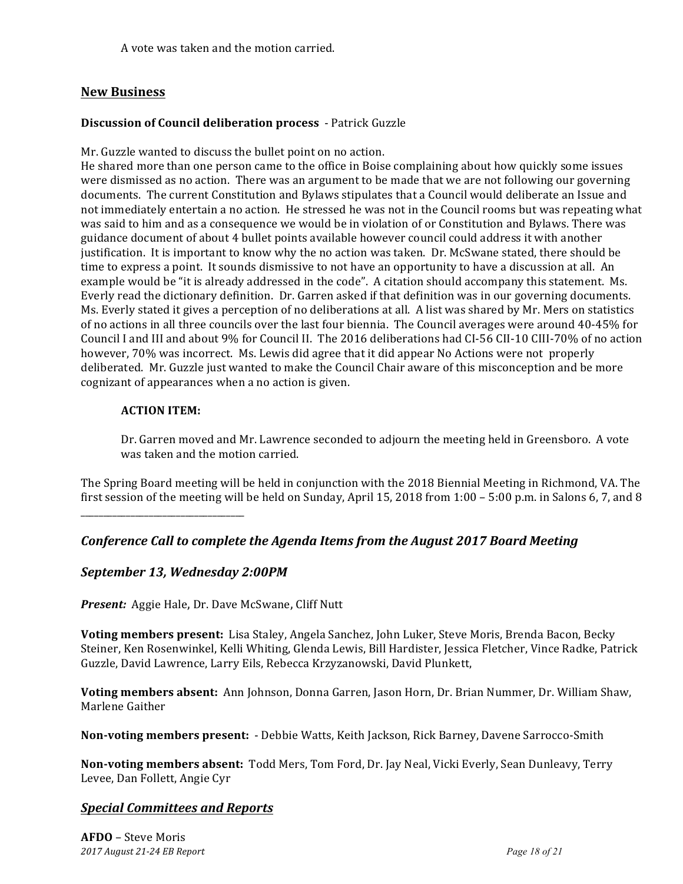A vote was taken and the motion carried.

## New Business

**Discussion of Council deliberation process** - Patrick Guzzle

Mr. Guzzle wanted to discuss the bullet point on no action.
He shared more than one person came to the office in Boise complaining about how quickly some issues were dismissed as no action. There was an argument to be made that we are not following our governing documents. The current Constitution and Bylaws stipulates that a Council would deliberate an Issue and not immediately entertain a no action. He stressed he was not in the Council rooms but was repeating what was said to him and as a consequence we would be in violation of or Constitution and Bylaws. There was guidance document of about 4 bullet points available however council could address it with another justification. It is important to know why the no action was taken. Dr. McSwane stated, there should be time to express a point. It sounds dismissive to not have an opportunity to have a discussion at all. An example would be "it is already addressed in the code". A citation should accompany this statement. Ms. Everly read the dictionary definition. Dr. Garren asked if that definition was in our governing documents. Ms. Everly stated it gives a perception of no deliberations at all. A list was shared by Mr. Mers on statistics of no actions in all three councils over the last four biennia. The Council averages were around 40-45% for Council I and III and about 9% for Council II. The 2016 deliberations had CI-56 CII-10 CIII-70% of no action however, 70% was incorrect. Ms. Lewis did agree that it did appear No Actions were not properly deliberated. Mr. Guzzle just wanted to make the Council Chair aware of this misconception and be more cognizant of appearances when a no action is given.

**ACTION ITEM:**

Dr. Garren moved and Mr. Lawrence seconded to adjourn the meeting held in Greensboro. A vote was taken and the motion carried.

The Spring Board meeting will be held in conjunction with the 2018 Biennial Meeting in Richmond, VA. The first session of the meeting will be held on Sunday, April 15, 2018 from 1:00 – 5:00 p.m. in Salons 6, 7, and 8

---

### *Conference Call to complete the Agenda Items from the August 2017 Board Meeting*

### *September 13, Wednesday 2:00PM*

***Present:*** Aggie Hale, Dr. Dave McSwane, Cliff Nutt

**Voting members present:** Lisa Staley, Angela Sanchez, John Luker, Steve Moris, Brenda Bacon, Becky Steiner, Ken Rosenwinkel, Kelli Whiting, Glenda Lewis, Bill Hardister, Jessica Fletcher, Vince Radke, Patrick Guzzle, David Lawrence, Larry Eils, Rebecca Krzyzanowski, David Plunkett,

**Voting members absent:** Ann Johnson, Donna Garren, Jason Horn, Dr. Brian Nummer, Dr. William Shaw, Marlene Gaither

**Non-voting members present:** - Debbie Watts, Keith Jackson, Rick Barney, Davene Sarrocco-Smith

**Non-voting members absent:** Todd Mers, Tom Ford, Dr. Jay Neal, Vicki Everly, Sean Dunleavy, Terry Levee, Dan Follett, Angie Cyr

## ***Special Committees and Reports***

**AFDO** – Steve Moris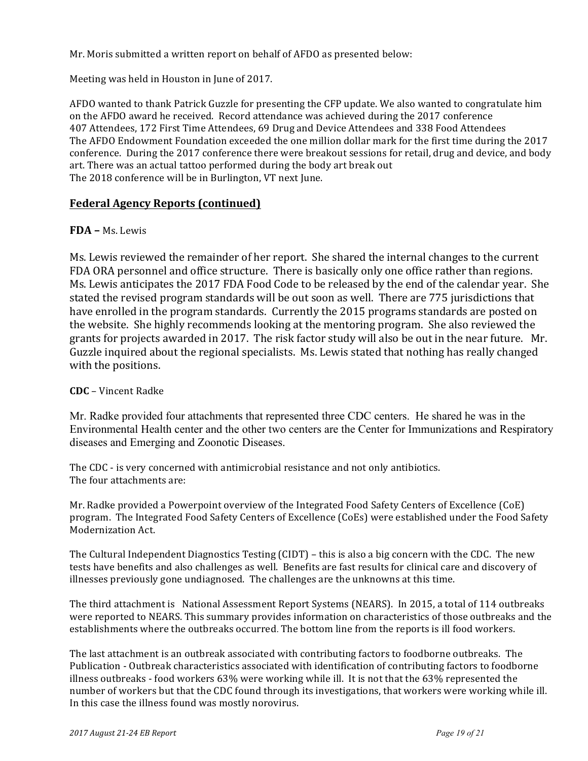Mr. Moris submitted a written report on behalf of AFDO as presented below:

Meeting was held in Houston in June of 2017.

AFDO wanted to thank Patrick Guzzle for presenting the CFP update. We also wanted to congratulate him on the AFDO award he received. Record attendance was achieved during the 2017 conference
407 Attendees, 172 First Time Attendees, 69 Drug and Device Attendees and 338 Food Attendees
The AFDO Endowment Foundation exceeded the one million dollar mark for the first time during the 2017 conference. During the 2017 conference there were breakout sessions for retail, drug and device, and body art. There was an actual tattoo performed during the body art break out
The 2018 conference will be in Burlington, VT next June.

## Federal Agency Reports (continued)

**FDA –** Ms. Lewis

Ms. Lewis reviewed the remainder of her report. She shared the internal changes to the current FDA ORA personnel and office structure. There is basically only one office rather than regions. Ms. Lewis anticipates the 2017 FDA Food Code to be released by the end of the calendar year. She stated the revised program standards will be out soon as well. There are 775 jurisdictions that have enrolled in the program standards. Currently the 2015 programs standards are posted on the website. She highly recommends looking at the mentoring program. She also reviewed the grants for projects awarded in 2017. The risk factor study will also be out in the near future. Mr. Guzzle inquired about the regional specialists. Ms. Lewis stated that nothing has really changed with the positions.

**CDC** – Vincent Radke

Mr. Radke provided four attachments that represented three CDC centers. He shared he was in the Environmental Health center and the other two centers are the Center for Immunizations and Respiratory diseases and Emerging and Zoonotic Diseases.

The CDC - is very concerned with antimicrobial resistance and not only antibiotics.
The four attachments are:

Mr. Radke provided a Powerpoint overview of the Integrated Food Safety Centers of Excellence (CoE) program. The Integrated Food Safety Centers of Excellence (CoEs) were established under the Food Safety Modernization Act.

The Cultural Independent Diagnostics Testing (CIDT) – this is also a big concern with the CDC. The new tests have benefits and also challenges as well. Benefits are fast results for clinical care and discovery of illnesses previously gone undiagnosed. The challenges are the unknowns at this time.

The third attachment is National Assessment Report Systems (NEARS). In 2015, a total of 114 outbreaks were reported to NEARS. This summary provides information on characteristics of those outbreaks and the establishments where the outbreaks occurred. The bottom line from the reports is ill food workers.

The last attachment is an outbreak associated with contributing factors to foodborne outbreaks. The Publication - Outbreak characteristics associated with identification of contributing factors to foodborne illness outbreaks - food workers 63% were working while ill. It is not that the 63% represented the number of workers but that the CDC found through its investigations, that workers were working while ill. In this case the illness found was mostly norovirus.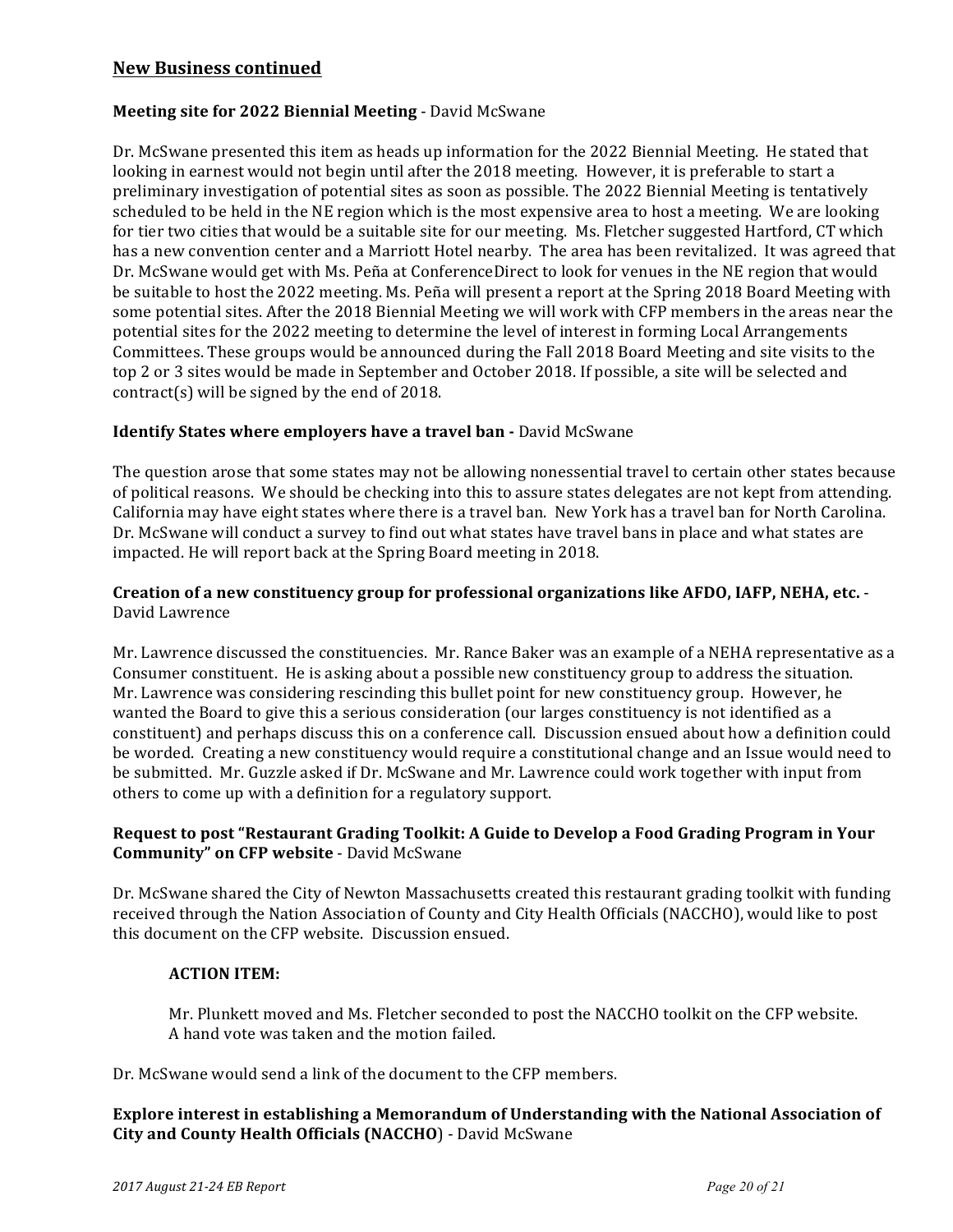## New Business continued

**Meeting site for 2022 Biennial Meeting** - David McSwane

Dr. McSwane presented this item as heads up information for the 2022 Biennial Meeting. He stated that looking in earnest would not begin until after the 2018 meeting. However, it is preferable to start a preliminary investigation of potential sites as soon as possible. The 2022 Biennial Meeting is tentatively scheduled to be held in the NE region which is the most expensive area to host a meeting. We are looking for tier two cities that would be a suitable site for our meeting. Ms. Fletcher suggested Hartford, CT which has a new convention center and a Marriott Hotel nearby. The area has been revitalized. It was agreed that Dr. McSwane would get with Ms. Peña at ConferenceDirect to look for venues in the NE region that would be suitable to host the 2022 meeting. Ms. Peña will present a report at the Spring 2018 Board Meeting with some potential sites. After the 2018 Biennial Meeting we will work with CFP members in the areas near the potential sites for the 2022 meeting to determine the level of interest in forming Local Arrangements Committees. These groups would be announced during the Fall 2018 Board Meeting and site visits to the top 2 or 3 sites would be made in September and October 2018. If possible, a site will be selected and contract(s) will be signed by the end of 2018.

**Identify States where employers have a travel ban -** David McSwane

The question arose that some states may not be allowing nonessential travel to certain other states because of political reasons. We should be checking into this to assure states delegates are not kept from attending. California may have eight states where there is a travel ban. New York has a travel ban for North Carolina. Dr. McSwane will conduct a survey to find out what states have travel bans in place and what states are impacted. He will report back at the Spring Board meeting in 2018.

**Creation of a new constituency group for professional organizations like AFDO, IAFP, NEHA, etc.** - David Lawrence

Mr. Lawrence discussed the constituencies. Mr. Rance Baker was an example of a NEHA representative as a Consumer constituent. He is asking about a possible new constituency group to address the situation. Mr. Lawrence was considering rescinding this bullet point for new constituency group. However, he wanted the Board to give this a serious consideration (our larges constituency is not identified as a constituent) and perhaps discuss this on a conference call. Discussion ensued about how a definition could be worded. Creating a new constituency would require a constitutional change and an Issue would need to be submitted. Mr. Guzzle asked if Dr. McSwane and Mr. Lawrence could work together with input from others to come up with a definition for a regulatory support.

**Request to post "Restaurant Grading Toolkit: A Guide to Develop a Food Grading Program in Your Community" on CFP website** - David McSwane

Dr. McSwane shared the City of Newton Massachusetts created this restaurant grading toolkit with funding received through the Nation Association of County and City Health Officials (NACCHO), would like to post this document on the CFP website. Discussion ensued.

> **ACTION ITEM:**
>
> Mr. Plunkett moved and Ms. Fletcher seconded to post the NACCHO toolkit on the CFP website. A hand vote was taken and the motion failed.

Dr. McSwane would send a link of the document to the CFP members.

**Explore interest in establishing a Memorandum of Understanding with the National Association of City and County Health Officials (NACCHO)** - David McSwane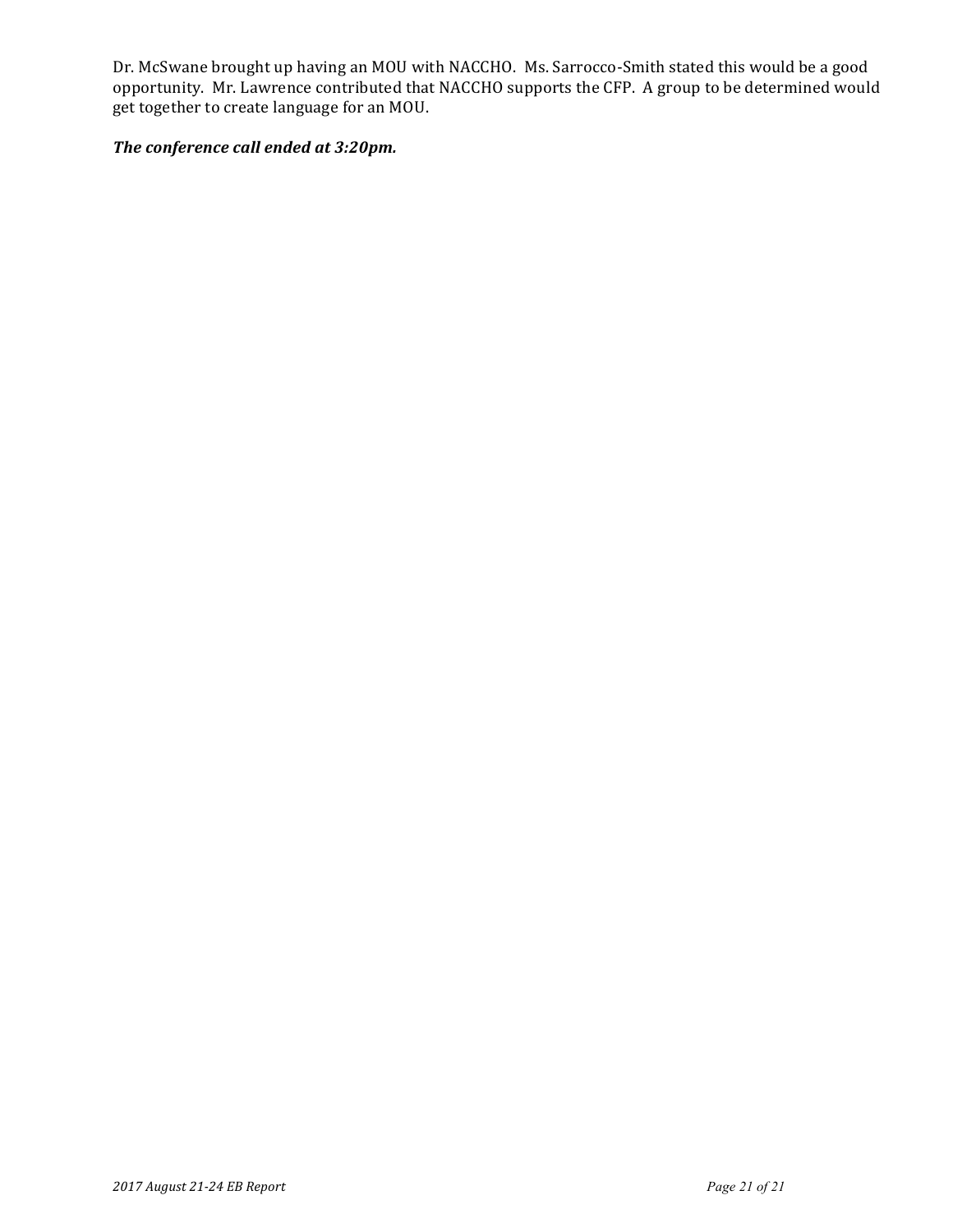Dr. McSwane brought up having an MOU with NACCHO. Ms. Sarrocco-Smith stated this would be a good opportunity. Mr. Lawrence contributed that NACCHO supports the CFP. A group to be determined would get together to create language for an MOU.

***The conference call ended at 3:20pm.***